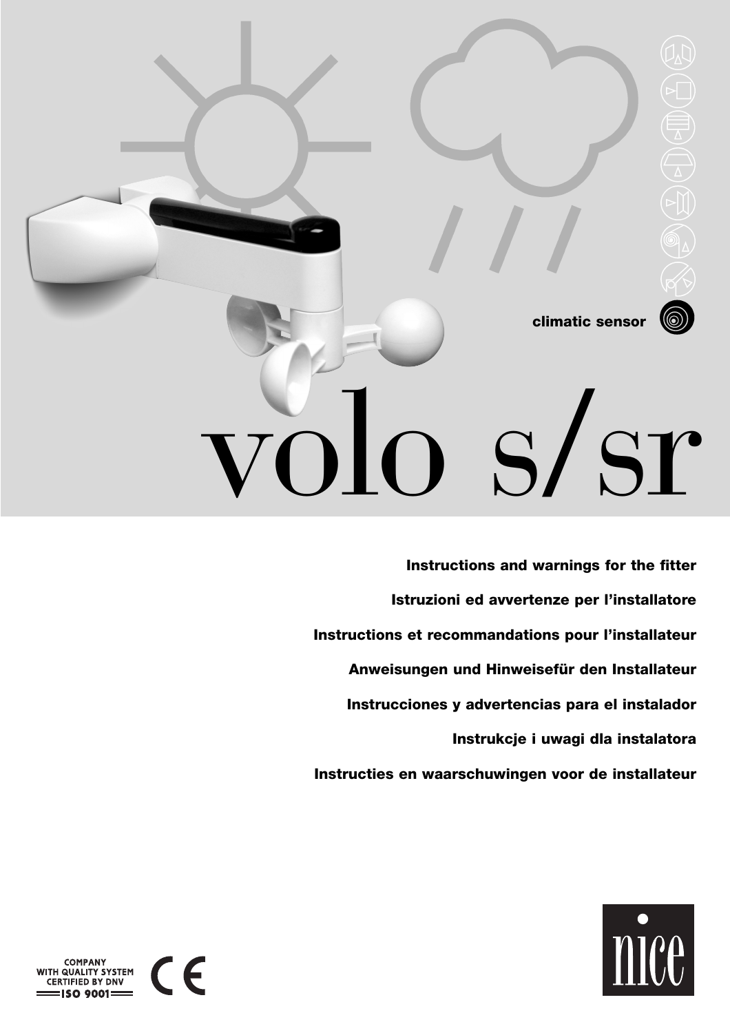climatic sensor

# volo s/sr

**Instructions and warnings for the fitter**

**Istruzioni ed avvertenze per l'installatore**

**Instructions et recommandations pour l'installateur**

**Anweisungen und Hinweisefür den Installateur**

**Instrucciones y advertencias para el instalador**

**Instrukcje i uwagi dla instalatora**

**Instructies en waarschuwingen voor de installateur**

COMPANY WITH QUALITY SYSTEM CERTIFIED BY DNV
ISO 9001

CE

nice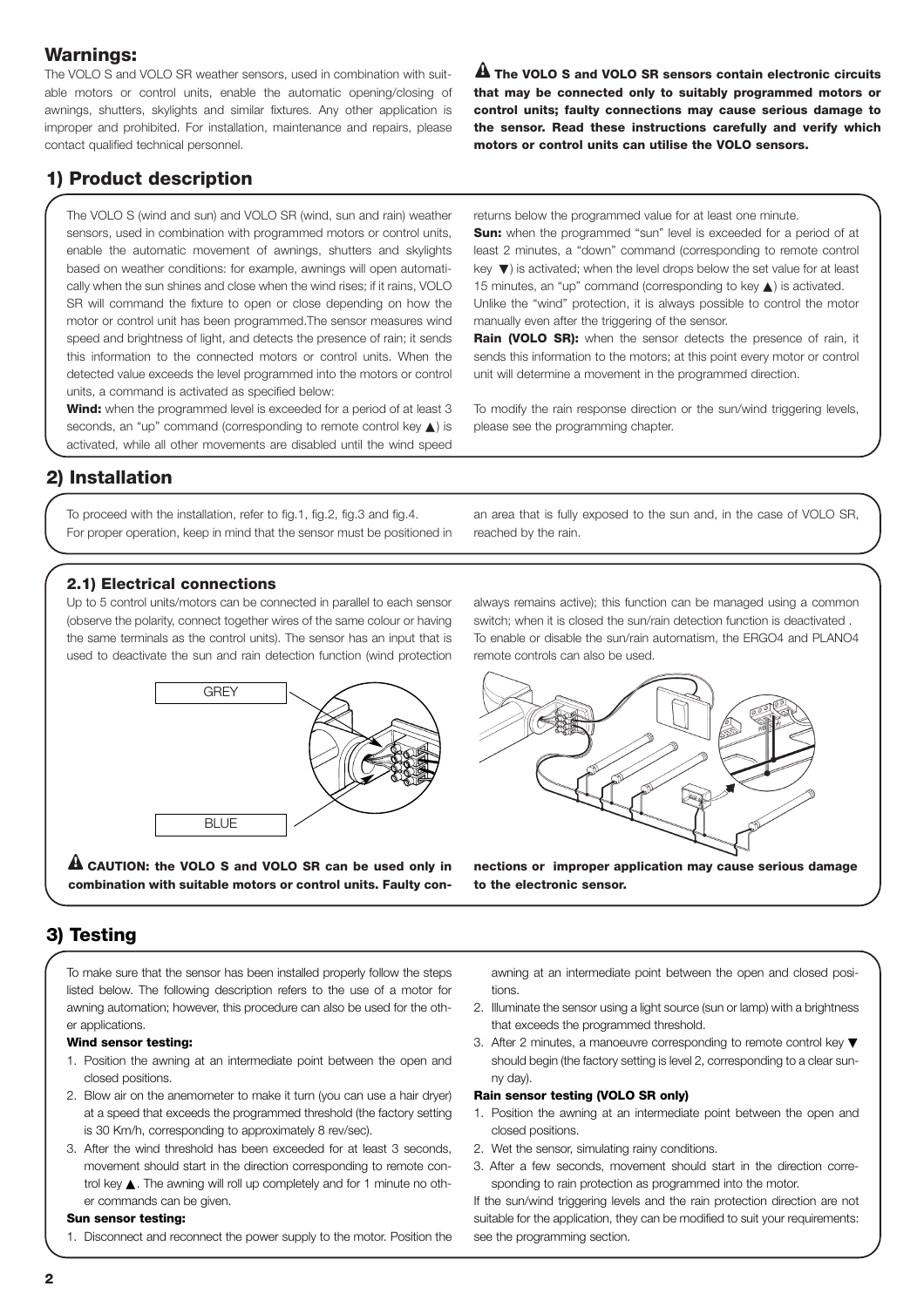## Warnings:

The VOLO S and VOLO SR weather sensors, used in combination with suitable motors or control units, enable the automatic opening/closing of awnings, shutters, skylights and similar fixtures. Any other application is improper and prohibited. For installation, maintenance and repairs, please contact qualified technical personnel.

**⚠ The VOLO S and VOLO SR sensors contain electronic circuits that may be connected only to suitably programmed motors or control units; faulty connections may cause serious damage to the sensor. Read these instructions carefully and verify which motors or control units can utilise the VOLO sensors.**

## 1) Product description

The VOLO S (wind and sun) and VOLO SR (wind, sun and rain) weather sensors, used in combination with programmed motors or control units, enable the automatic movement of awnings, shutters and skylights based on weather conditions: for example, awnings will open automatically when the sun shines and close when the wind rises; if it rains, VOLO SR will command the fixture to open or close depending on how the motor or control unit has been programmed.The sensor measures wind speed and brightness of light, and detects the presence of rain; it sends this information to the connected motors or control units. When the detected value exceeds the level programmed into the motors or control units, a command is activated as specified below:

**Wind:** when the programmed level is exceeded for a period of at least 3 seconds, an "up" command (corresponding to remote control key ▲) is activated, while all other movements are disabled until the wind speed returns below the programmed value for at least one minute.

**Sun:** when the programmed "sun" level is exceeded for a period of at least 2 minutes, a "down" command (corresponding to remote control key ▼) is activated; when the level drops below the set value for at least 15 minutes, an "up" command (corresponding to key ▲) is activated. Unlike the "wind" protection, it is always possible to control the motor manually even after the triggering of the sensor.

**Rain (VOLO SR):** when the sensor detects the presence of rain, it sends this information to the motors; at this point every motor or control unit will determine a movement in the programmed direction.

To modify the rain response direction or the sun/wind triggering levels, please see the programming chapter.

## 2) Installation

To proceed with the installation, refer to fig.1, fig.2, fig.3 and fig.4.
For proper operation, keep in mind that the sensor must be positioned in an area that is fully exposed to the sun and, in the case of VOLO SR, reached by the rain.

### 2.1) Electrical connections

Up to 5 control units/motors can be connected in parallel to each sensor (observe the polarity, connect together wires of the same colour or having the same terminals as the control units). The sensor has an input that is used to deactivate the sun and rain detection function (wind protection always remains active); this function can be managed using a common switch; when it is closed the sun/rain detection function is deactivated .
To enable or disable the sun/rain automatism, the ERGO4 and PLANO4 remote controls can also be used.

GREY

BLUE

**⚠ CAUTION: the VOLO S and VOLO SR can be used only in combination with suitable motors or control units. Faulty connections or improper application may cause serious damage to the electronic sensor.**

## 3) Testing

To make sure that the sensor has been installed properly follow the steps listed below. The following description refers to the use of a motor for awning automation; however, this procedure can also be used for the other applications.

**Wind sensor testing:**

1. Position the awning at an intermediate point between the open and closed positions.
2. Blow air on the anemometer to make it turn (you can use a hair dryer) at a speed that exceeds the programmed threshold (the factory setting is 30 Km/h, corresponding to approximately 8 rev/sec).
3. After the wind threshold has been exceeded for at least 3 seconds, movement should start in the direction corresponding to remote control key ▲. The awning will roll up completely and for 1 minute no other commands can be given.

**Sun sensor testing:**

1. Disconnect and reconnect the power supply to the motor. Position the awning at an intermediate point between the open and closed positions.
2. Illuminate the sensor using a light source (sun or lamp) with a brightness that exceeds the programmed threshold.
3. After 2 minutes, a manoeuvre corresponding to remote control key ▼ should begin (the factory setting is level 2, corresponding to a clear sunny day).

**Rain sensor testing (VOLO SR only)**

1. Position the awning at an intermediate point between the open and closed positions.
2. Wet the sensor, simulating rainy conditions.
3. After a few seconds, movement should start in the direction corresponding to rain protection as programmed into the motor.

If the sun/wind triggering levels and the rain protection direction are not suitable for the application, they can be modified to suit your requirements: see the programming section.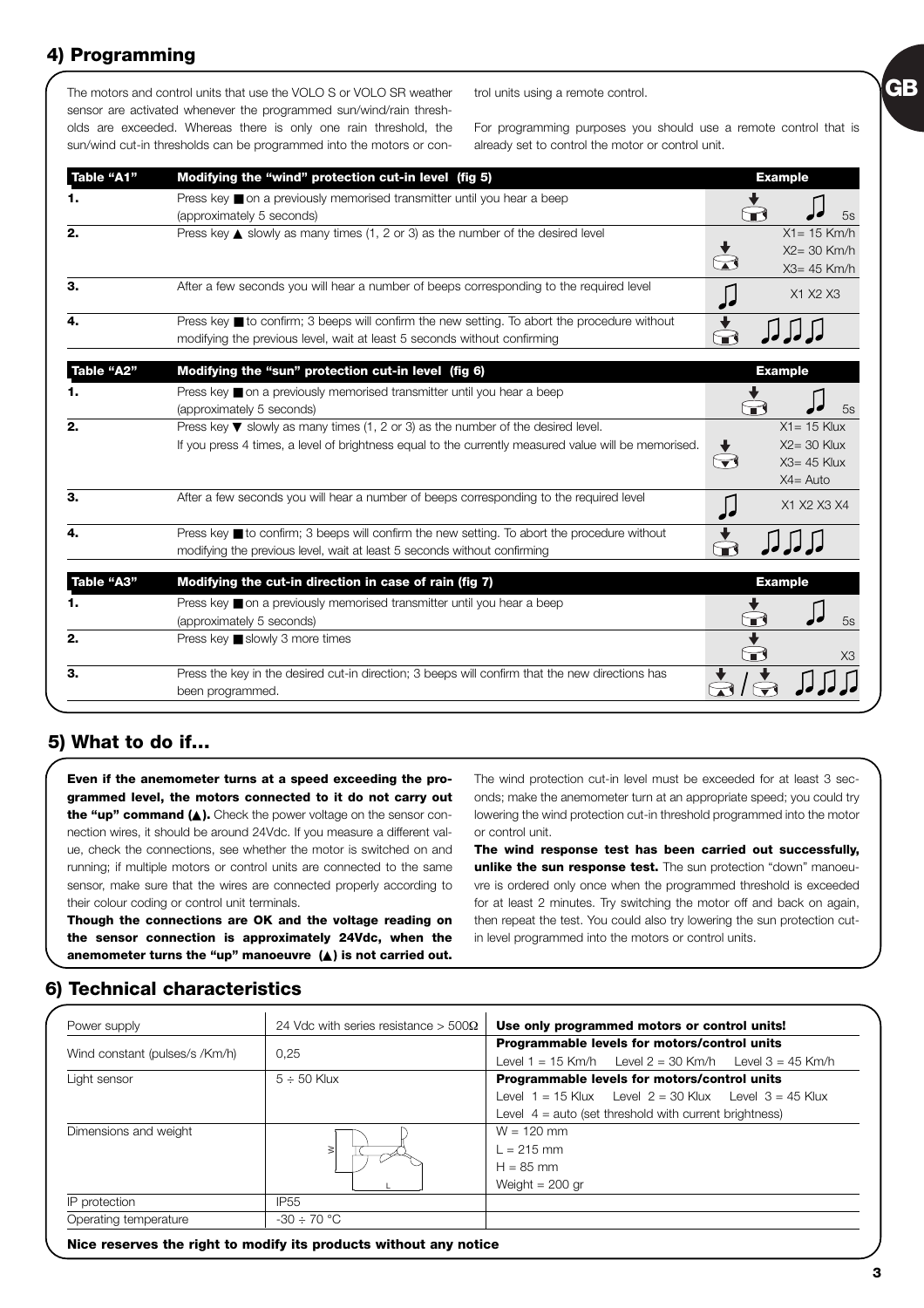## 4) Programming

The motors and control units that use the VOLO S or VOLO SR weather sensor are activated whenever the programmed sun/wind/rain thresholds are exceeded. Whereas there is only one rain threshold, the sun/wind cut-in thresholds can be programmed into the motors or control units using a remote control.

For programming purposes you should use a remote control that is already set to control the motor or control unit.

| Table "A1" | Modifying the "wind" protection cut-in level (fig 5) | Example |
|---|---|---|
| 1. | Press key ■ on a previously memorised transmitter until you hear a beep (approximately 5 seconds) | 5s |
| 2. | Press key ▲ slowly as many times (1, 2 or 3) as the number of the desired level | X1= 15 Km/h<br>X2= 30 Km/h<br>X3= 45 Km/h |
| 3. | After a few seconds you will hear a number of beeps corresponding to the required level | X1 X2 X3 |
| 4. | Press key ■ to confirm; 3 beeps will confirm the new setting. To abort the procedure without modifying the previous level, wait at least 5 seconds without confirming | |

| Table "A2" | Modifying the "sun" protection cut-in level (fig 6) | Example |
|---|---|---|
| 1. | Press key ■ on a previously memorised transmitter until you hear a beep (approximately 5 seconds) | 5s |
| 2. | Press key ▼ slowly as many times (1, 2 or 3) as the number of the desired level.<br>If you press 4 times, a level of brightness equal to the currently measured value will be memorised. | X1= 15 Klux<br>X2= 30 Klux<br>X3= 45 Klux<br>X4= Auto |
| 3. | After a few seconds you will hear a number of beeps corresponding to the required level | X1 X2 X3 X4 |
| 4. | Press key ■ to confirm; 3 beeps will confirm the new setting. To abort the procedure without modifying the previous level, wait at least 5 seconds without confirming | |

| Table "A3" | Modifying the cut-in direction in case of rain (fig 7) | Example |
|---|---|---|
| 1. | Press key ■ on a previously memorised transmitter until you hear a beep (approximately 5 seconds) | 5s |
| 2. | Press key ■ slowly 3 more times | X3 |
| 3. | Press the key in the desired cut-in direction; 3 beeps will confirm that the new directions has been programmed. | |

## 5) What to do if...

**Even if the anemometer turns at a speed exceeding the programmed level, the motors connected to it do not carry out the "up" command (▲).** Check the power voltage on the sensor connection wires, it should be around 24Vdc. If you measure a different value, check the connections, see whether the motor is switched on and running; if multiple motors or control units are connected to the same sensor, make sure that the wires are connected properly according to their colour coding or control unit terminals.

**Though the connections are OK and the voltage reading on the sensor connection is approximately 24Vdc, when the anemometer turns the "up" manoeuvre (▲) is not carried out.** The wind protection cut-in level must be exceeded for at least 3 seconds; make the anemometer turn at an appropriate speed; you could try lowering the wind protection cut-in threshold programmed into the motor or control unit.

**The wind response test has been carried out successfully, unlike the sun response test.** The sun protection "down" manoeuvre is ordered only once when the programmed threshold is exceeded for at least 2 minutes. Try switching the motor off and back on again, then repeat the test. You could also try lowering the sun protection cut-in level programmed into the motors or control units.

## 6) Technical characteristics

| | | |
|---|---|---|
| Power supply | 24 Vdc with series resistance > 500Ω | **Use only programmed motors or control units!** |
| Wind constant (pulses/s /Km/h) | 0,25 | **Programmable levels for motors/control units**<br>Level 1 = 15 Km/h Level 2 = 30 Km/h Level 3 = 45 Km/h |
| Light sensor | 5 ÷ 50 Klux | **Programmable levels for motors/control units**<br>Level 1 = 15 Klux Level 2 = 30 Klux Level 3 = 45 Klux<br>Level 4 = auto (set threshold with current brightness) |
| Dimensions and weight | | W = 120 mm<br>L = 215 mm<br>H = 85 mm<br>Weight = 200 gr |
| IP protection | IP55 | |
| Operating temperature | -30 ÷ 70 °C | |

**Nice reserves the right to modify its products without any notice**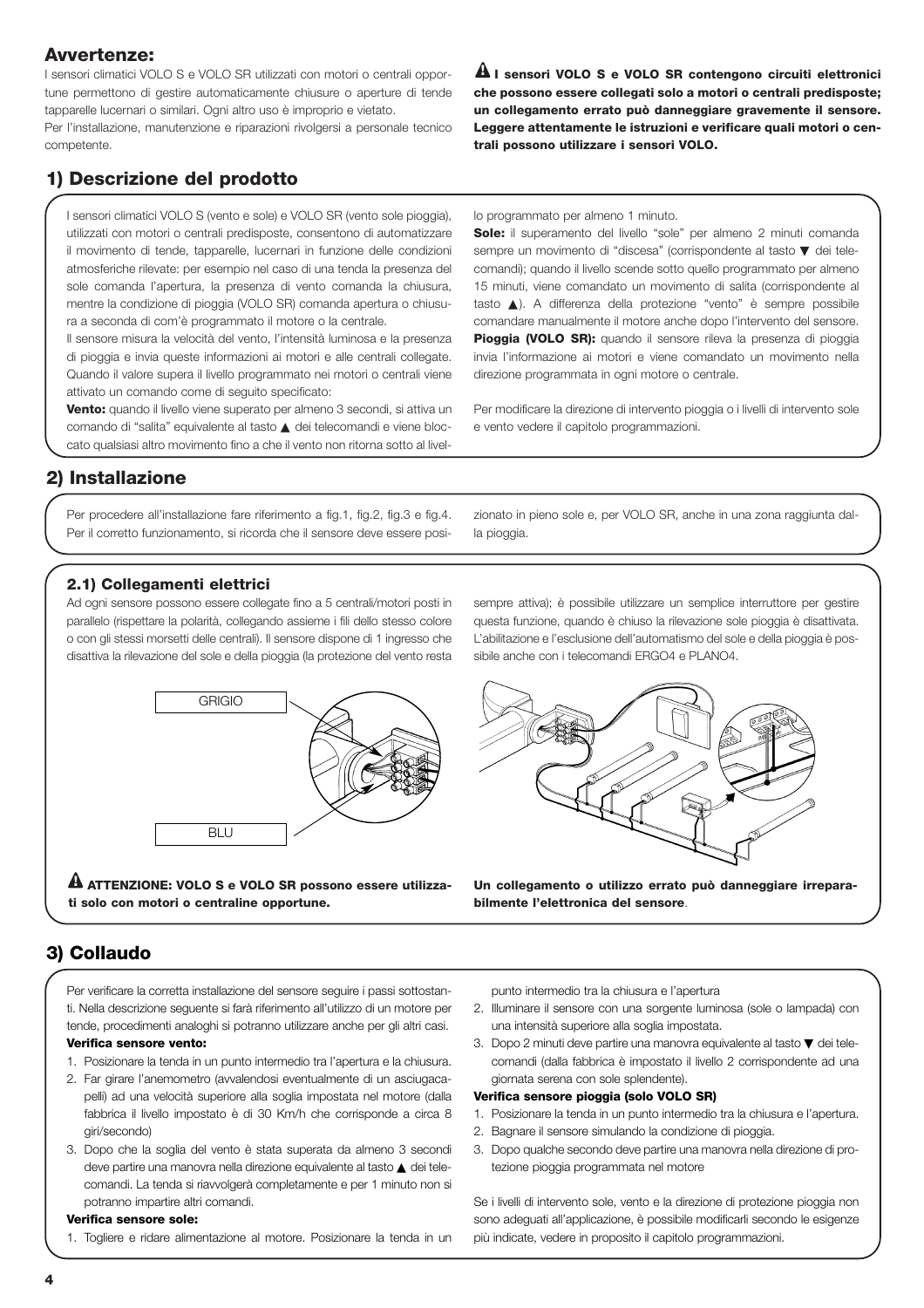## Avvertenze:

I sensori climatici VOLO S e VOLO SR utilizzati con motori o centrali opportune permettono di gestire automaticamente chiusure o aperture di tende tapparelle lucernari o similari. Ogni altro uso è improprio e vietato.
Per l'installazione, manutenzione e riparazioni rivolgersi a personale tecnico competente.

⚠ **I sensori VOLO S e VOLO SR contengono circuiti elettronici che possono essere collegati solo a motori o centrali predisposte; un collegamento errato può danneggiare gravemente il sensore. Leggere attentamente le istruzioni e verificare quali motori o centrali possono utilizzare i sensori VOLO.**

## 1) Descrizione del prodotto

I sensori climatici VOLO S (vento e sole) e VOLO SR (vento sole pioggia), utilizzati con motori o centrali predisposte, consentono di automatizzare il movimento di tende, tapparelle, lucernari in funzione delle condizioni atmosferiche rilevate: per esempio nel caso di una tenda la presenza del sole comanda l'apertura, la presenza di vento comanda la chiusura, mentre la condizione di pioggia (VOLO SR) comanda apertura o chiusura a seconda di com'è programmato il motore o la centrale.
Il sensore misura la velocità del vento, l'intensità luminosa e la presenza di pioggia e invia queste informazioni ai motori e alle centrali collegate. Quando il valore supera il livello programmato nei motori o centrali viene attivato un comando come di seguito specificato:

**Vento:** quando il livello viene superato per almeno 3 secondi, si attiva un comando di "salita" equivalente al tasto ▲ dei telecomandi e viene bloccato qualsiasi altro movimento fino a che il vento non ritorna sotto al livello programmato per almeno 1 minuto.

**Sole:** il superamento del livello "sole" per almeno 2 minuti comanda sempre un movimento di "discesa" (corrispondente al tasto ▼ dei telecomandi); quando il livello scende sotto quello programmato per almeno 15 minuti, viene comandato un movimento di salita (corrispondente al tasto ▲). A differenza della protezione "vento" è sempre possibile comandare manualmente il motore anche dopo l'intervento del sensore.

**Pioggia (VOLO SR):** quando il sensore rileva la presenza di pioggia invia l'informazione ai motori e viene comandato un movimento nella direzione programmata in ogni motore o centrale.

Per modificare la direzione di intervento pioggia o i livelli di intervento sole e vento vedere il capitolo programmazioni.

## 2) Installazione

Per procedere all'installazione fare riferimento a fig.1, fig.2, fig.3 e fig.4. Per il corretto funzionamento, si ricorda che il sensore deve essere posizionato in pieno sole e, per VOLO SR, anche in una zona raggiunta dalla pioggia.

### 2.1) Collegamenti elettrici

Ad ogni sensore possono essere collegate fino a 5 centrali/motori posti in parallelo (rispettare la polarità, collegando assieme i fili dello stesso colore o con gli stessi morsetti delle centrali). Il sensore dispone di 1 ingresso che disattiva la rilevazione del sole e della pioggia (la protezione del vento resta sempre attiva); è possibile utilizzare un semplice interruttore per gestire questa funzione, quando è chiuso la rilevazione sole pioggia è disattivata. L'abilitazione e l'esclusione dell'automatismo del sole e della pioggia è possibile anche con i telecomandi ERGO4 e PLANO4.

GRIGIO

BLU

⚠ **ATTENZIONE: VOLO S e VOLO SR possono essere utilizzati solo con motori o centraline opportune.**

**Un collegamento o utilizzo errato può danneggiare irreparabilmente l'elettronica del sensore**.

## 3) Collaudo

Per verificare la corretta installazione del sensore seguire i passi sottostanti. Nella descrizione seguente si farà riferimento all'utilizzo di un motore per tende, procedimenti analoghi si potranno utilizzare anche per gli altri casi.

**Verifica sensore vento:**

1. Posizionare la tenda in un punto intermedio tra l'apertura e la chiusura.
2. Far girare l'anemometro (avvalendosi eventualmente di un asciugacapelli) ad una velocità superiore alla soglia impostata nel motore (dalla fabbrica il livello impostato è di 30 Km/h che corrisponde a circa 8 giri/secondo)
3. Dopo che la soglia del vento è stata superata da almeno 3 secondi deve partire una manovra nella direzione equivalente al tasto ▲ dei telecomandi. La tenda si riavvolgerà completamente e per 1 minuto non si potranno impartire altri comandi.

**Verifica sensore sole:**

1. Togliere e ridare alimentazione al motore. Posizionare la tenda in un punto intermedio tra la chiusura e l'apertura
2. Illuminare il sensore con una sorgente luminosa (sole o lampada) con una intensità superiore alla soglia impostata.
3. Dopo 2 minuti deve partire una manovra equivalente al tasto ▼ dei telecomandi (dalla fabbrica è impostato il livello 2 corrispondente ad una giornata serena con sole splendente).

**Verifica sensore pioggia (solo VOLO SR)**

1. Posizionare la tenda in un punto intermedio tra la chiusura e l'apertura.
2. Bagnare il sensore simulando la condizione di pioggia.
3. Dopo qualche secondo deve partire una manovra nella direzione di protezione pioggia programmata nel motore

Se i livelli di intervento sole, vento e la direzione di protezione pioggia non sono adeguati all'applicazione, è possibile modificarli secondo le esigenze più indicate, vedere in proposito il capitolo programmazioni.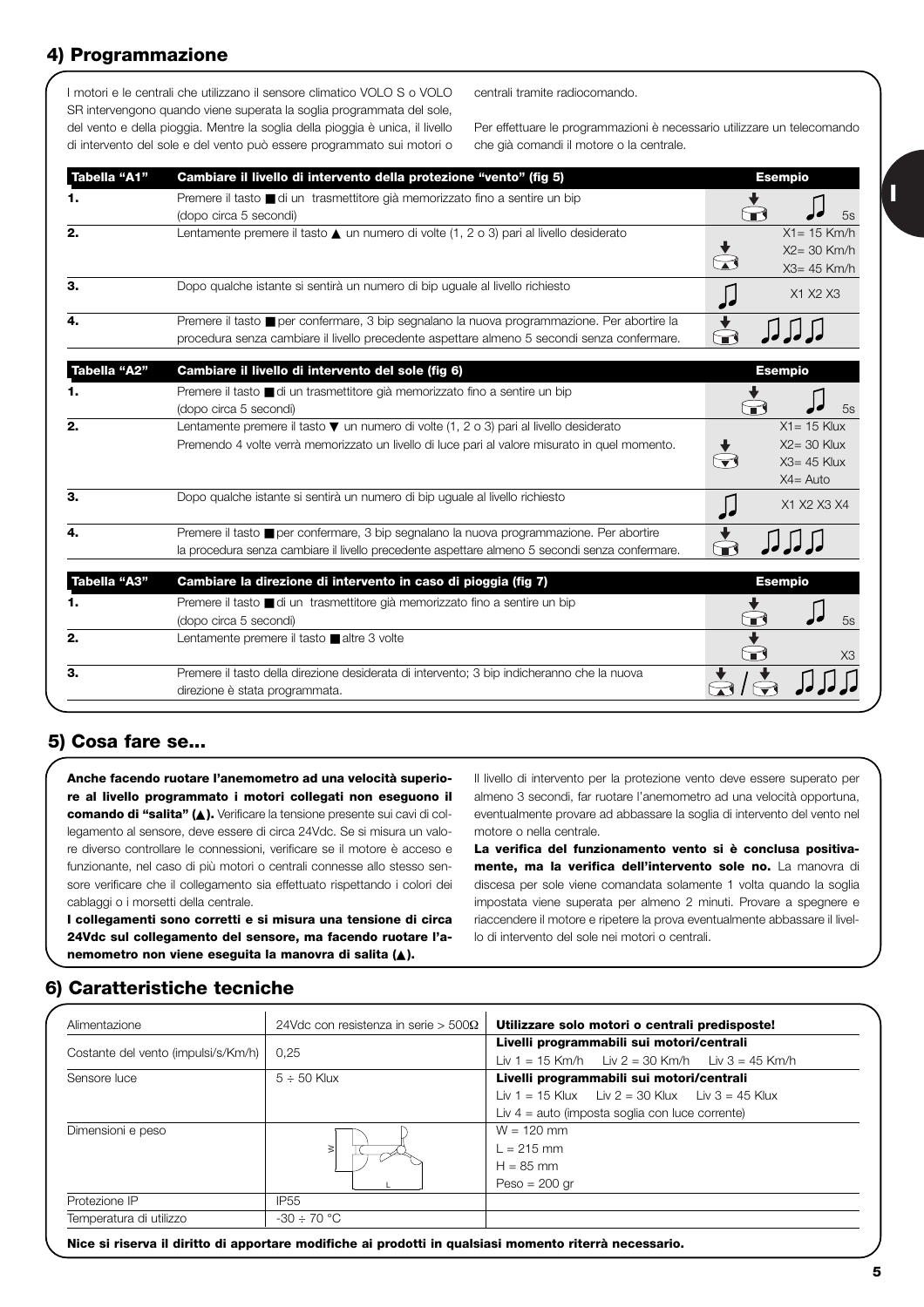## 4) Programmazione

I motori e le centrali che utilizzano il sensore climatico VOLO S o VOLO SR intervengono quando viene superata la soglia programmata del sole, del vento e della pioggia. Mentre la soglia della pioggia è unica, il livello di intervento del sole e del vento può essere programmato sui motori o centrali tramite radiocomando.

Per effettuare le programmazioni è necessario utilizzare un telecomando che già comandi il motore o la centrale.

| Tabella "A1" | Cambiare il livello di intervento della protezione "vento" (fig 5) | Esempio |
|---|---|---|
| 1. | Premere il tasto ■ di un trasmettitore già memorizzato fino a sentire un bip (dopo circa 5 secondi) | 5s |
| 2. | Lentamente premere il tasto ▲ un numero di volte (1, 2 o 3) pari al livello desiderato | X1= 15 Km/h<br>X2= 30 Km/h<br>X3= 45 Km/h |
| 3. | Dopo qualche istante si sentirà un numero di bip uguale al livello richiesto | X1 X2 X3 |
| 4. | Premere il tasto ■ per confermare, 3 bip segnalano la nuova programmazione. Per abortire la procedura senza cambiare il livello precedente aspettare almeno 5 secondi senza confermare. | |

| Tabella "A2" | Cambiare il livello di intervento del sole (fig 6) | Esempio |
|---|---|---|
| 1. | Premere il tasto ■ di un trasmettitore già memorizzato fino a sentire un bip (dopo circa 5 secondi) | 5s |
| 2. | Lentamente premere il tasto ▼ un numero di volte (1, 2 o 3) pari al livello desiderato<br>Premendo 4 volte verrà memorizzato un livello di luce pari al valore misurato in quel momento. | X1= 15 Klux<br>X2= 30 Klux<br>X3= 45 Klux<br>X4= Auto |
| 3. | Dopo qualche istante si sentirà un numero di bip uguale al livello richiesto | X1 X2 X3 X4 |
| 4. | Premere il tasto ■ per confermare, 3 bip segnalano la nuova programmazione. Per abortire la procedura senza cambiare il livello precedente aspettare almeno 5 secondi senza confermare. | |

| Tabella "A3" | Cambiare la direzione di intervento in caso di pioggia (fig 7) | Esempio |
|---|---|---|
| 1. | Premere il tasto ■ di un trasmettitore già memorizzato fino a sentire un bip (dopo circa 5 secondi) | 5s |
| 2. | Lentamente premere il tasto ■ altre 3 volte | X3 |
| 3. | Premere il tasto della direzione desiderata di intervento; 3 bip indicheranno che la nuova direzione è stata programmata. | |

## 5) Cosa fare se...

**Anche facendo ruotare l'anemometro ad una velocità superiore al livello programmato i motori collegati non eseguono il comando di "salita" (▲).** Verificare la tensione presente sui cavi di collegamento al sensore, deve essere di circa 24Vdc. Se si misura un valore diverso controllare le connessioni, verificare se il motore è acceso e funzionante, nel caso di più motori o centrali connesse allo stesso sensore verificare che il collegamento sia effettuato rispettando i colori dei cablaggi o i morsetti della centrale.

**I collegamenti sono corretti e si misura una tensione di circa 24Vdc sul collegamento del sensore, ma facendo ruotare l'anemometro non viene eseguita la manovra di salita (▲).**

Il livello di intervento per la protezione vento deve essere superato per almeno 3 secondi, far ruotare l'anemometro ad una velocità opportuna, eventualmente provare ad abbassare la soglia di intervento del vento nel motore o nella centrale.

**La verifica del funzionamento vento si è conclusa positivamente, ma la verifica dell'intervento sole no.** La manovra di discesa per sole viene comandata solamente 1 volta quando la soglia impostata viene superata per almeno 2 minuti. Provare a spegnere e riaccendere il motore e ripetere la prova eventualmente abbassare il livello di intervento del sole nei motori o centrali.

## 6) Caratteristiche tecniche

| | | |
|---|---|---|
| Alimentazione | 24Vdc con resistenza in serie > 500Ω | **Utilizzare solo motori o centrali predisposte!** |
| Costante del vento (impulsi/s/Km/h) | 0,25 | **Livelli programmabili sui motori/centrali**<br>Liv 1 = 15 Km/h Liv 2 = 30 Km/h Liv 3 = 45 Km/h |
| Sensore luce | 5 ÷ 50 Klux | **Livelli programmabili sui motori/centrali**<br>Liv 1 = 15 Klux Liv 2 = 30 Klux Liv 3 = 45 Klux<br>Liv 4 = auto (imposta soglia con luce corrente) |
| Dimensioni e peso | | W = 120 mm<br>L = 215 mm<br>H = 85 mm<br>Peso = 200 gr |
| Protezione IP | IP55 | |
| Temperatura di utilizzo | -30 ÷ 70 °C | |

**Nice si riserva il diritto di apportare modifiche ai prodotti in qualsiasi momento riterrà necessario.**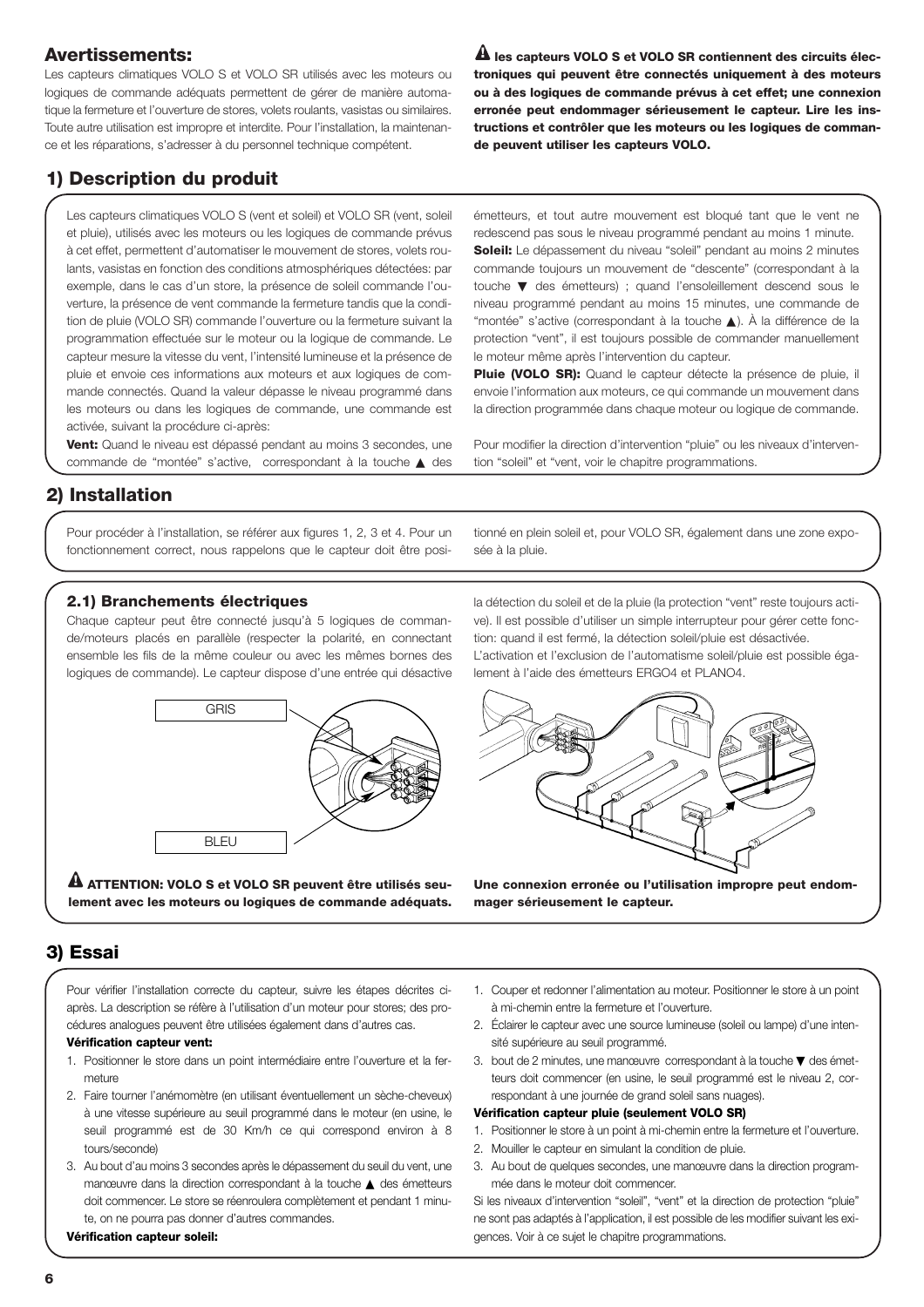## Avertissements:

Les capteurs climatiques VOLO S et VOLO SR utilisés avec les moteurs ou logiques de commande adéquats permettent de gérer de manière automatique la fermeture et l'ouverture de stores, volets roulants, vasistas ou similaires. Toute autre utilisation est impropre et interdite. Pour l'installation, la maintenance et les réparations, s'adresser à du personnel technique compétent.

**⚠ les capteurs VOLO S et VOLO SR contiennent des circuits électroniques qui peuvent être connectés uniquement à des moteurs ou à des logiques de commande prévus à cet effet; une connexion erronée peut endommager sérieusement le capteur. Lire les instructions et contrôler que les moteurs ou les logiques de commande peuvent utiliser les capteurs VOLO.**

## 1) Description du produit

Les capteurs climatiques VOLO S (vent et soleil) et VOLO SR (vent, soleil et pluie), utilisés avec les moteurs ou les logiques de commande prévus à cet effet, permettent d'automatiser le mouvement de stores, volets roulants, vasistas en fonction des conditions atmosphériques détectées: par exemple, dans le cas d'un store, la présence de soleil commande l'ouverture, la présence de vent commande la fermeture tandis que la condition de pluie (VOLO SR) commande l'ouverture ou la fermeture suivant la programmation effectuée sur le moteur ou la logique de commande. Le capteur mesure la vitesse du vent, l'intensité lumineuse et la présence de pluie et envoie ces informations aux moteurs et aux logiques de commande connectés. Quand la valeur dépasse le niveau programmé dans les moteurs ou dans les logiques de commande, une commande est activée, suivant la procédure ci-après:

**Vent:** Quand le niveau est dépassé pendant au moins 3 secondes, une commande de "montée" s'active, correspondant à la touche ▲ des émetteurs, et tout autre mouvement est bloqué tant que le vent ne redescend pas sous le niveau programmé pendant au moins 1 minute.

**Soleil:** Le dépassement du niveau "soleil" pendant au moins 2 minutes commande toujours un mouvement de "descente" (correspondant à la touche ▼ des émetteurs) ; quand l'ensoleillement descend sous le niveau programmé pendant au moins 15 minutes, une commande de "montée" s'active (correspondant à la touche ▲). À la différence de la protection "vent", il est toujours possible de commander manuellement le moteur même après l'intervention du capteur.

**Pluie (VOLO SR):** Quand le capteur détecte la présence de pluie, il envoie l'information aux moteurs, ce qui commande un mouvement dans la direction programmée dans chaque moteur ou logique de commande.

Pour modifier la direction d'intervention "pluie" ou les niveaux d'intervention "soleil" et "vent, voir le chapitre programmations.

## 2) Installation

Pour procéder à l'installation, se référer aux figures 1, 2, 3 et 4. Pour un fonctionnement correct, nous rappelons que le capteur doit être positionné en plein soleil et, pour VOLO SR, également dans une zone exposée à la pluie.

### 2.1) Branchements électriques

Chaque capteur peut être connecté jusqu'à 5 logiques de commande/moteurs placés en parallèle (respecter la polarité, en connectant ensemble les fils de la même couleur ou avec les mêmes bornes des logiques de commande). Le capteur dispose d'une entrée qui désactive la détection du soleil et de la pluie (la protection "vent" reste toujours active). Il est possible d'utiliser un simple interrupteur pour gérer cette fonction: quand il est fermé, la détection soleil/pluie est désactivée.

L'activation et l'exclusion de l'automatisme soleil/pluie est possible également à l'aide des émetteurs ERGO4 et PLANO4.

GRIS

BLEU

**⚠ ATTENTION: VOLO S et VOLO SR peuvent être utilisés seulement avec les moteurs ou logiques de commande adéquats.**

**Une connexion erronée ou l'utilisation impropre peut endommager sérieusement le capteur.**

## 3) Essai

Pour vérifier l'installation correcte du capteur, suivre les étapes décrites ci-après. La description se réfère à l'utilisation d'un moteur pour stores; des procédures analogues peuvent être utilisées également dans d'autres cas.

**Vérification capteur vent:**

1. Positionner le store dans un point intermédiaire entre l'ouverture et la fermeture
2. Faire tourner l'anémomètre (en utilisant éventuellement un sèche-cheveux) à une vitesse supérieure au seuil programmé dans le moteur (en usine, le seuil programmé est de 30 Km/h ce qui correspond environ à 8 tours/seconde)
3. Au bout d'au moins 3 secondes après le dépassement du seuil du vent, une manœuvre dans la direction correspondant à la touche ▲ des émetteurs doit commencer. Le store se réenroulera complètement et pendant 1 minute, on ne pourra pas donner d'autres commandes.

**Vérification capteur soleil:**

1. Couper et redonner l'alimentation au moteur. Positionner le store à un point à mi-chemin entre la fermeture et l'ouverture.
2. Éclairer le capteur avec une source lumineuse (soleil ou lampe) d'une intensité supérieure au seuil programmé.
3. bout de 2 minutes, une manœuvre correspondant à la touche ▼ des émetteurs doit commencer (en usine, le seuil programmé est le niveau 2, correspondant à une journée de grand soleil sans nuages).

**Vérification capteur pluie (seulement VOLO SR)**

1. Positionner le store à un point à mi-chemin entre la fermeture et l'ouverture.
2. Mouiller le capteur en simulant la condition de pluie.
3. Au bout de quelques secondes, une manœuvre dans la direction programmée dans le moteur doit commencer.

Si les niveaux d'intervention "soleil", "vent" et la direction de protection "pluie" ne sont pas adaptés à l'application, il est possible de les modifier suivant les exigences. Voir à ce sujet le chapitre programmations.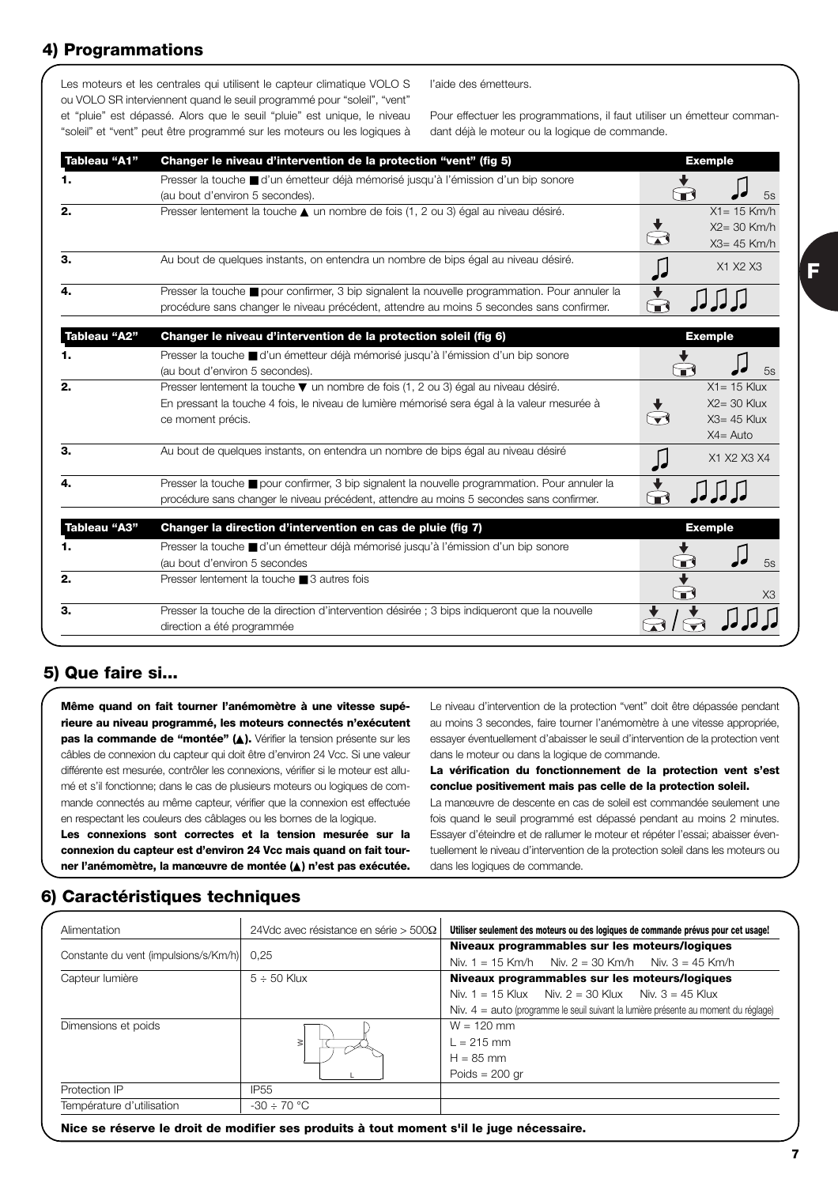## 4) Programmations

Les moteurs et les centrales qui utilisent le capteur climatique VOLO S ou VOLO SR interviennent quand le seuil programmé pour "soleil", "vent" et "pluie" est dépassé. Alors que le seuil "pluie" est unique, le niveau "soleil" et "vent" peut être programmé sur les moteurs ou les logiques à l'aide des émetteurs.

Pour effectuer les programmations, il faut utiliser un émetteur commandant déjà le moteur ou la logique de commande.

| Tableau "A1" | Changer le niveau d'intervention de la protection "vent" (fig 5) | Exemple |
|---|---|---|
| 1. | Presser la touche ■ d'un émetteur déjà mémorisé jusqu'à l'émission d'un bip sonore (au bout d'environ 5 secondes). | 5s |
| 2. | Presser lentement la touche ▲ un nombre de fois (1, 2 ou 3) égal au niveau désiré. | X1= 15 Km/h<br>X2= 30 Km/h<br>X3= 45 Km/h |
| 3. | Au bout de quelques instants, on entendra un nombre de bips égal au niveau désiré. | X1 X2 X3 |
| 4. | Presser la touche ■ pour confirmer, 3 bip signalent la nouvelle programmation. Pour annuler la procédure sans changer le niveau précédent, attendre au moins 5 secondes sans confirmer. | |

| Tableau "A2" | Changer le niveau d'intervention de la protection soleil (fig 6) | Exemple |
|---|---|---|
| 1. | Presser la touche ■ d'un émetteur déjà mémorisé jusqu'à l'émission d'un bip sonore (au bout d'environ 5 secondes). | 5s |
| 2. | Presser lentement la touche ▼ un nombre de fois (1, 2 ou 3) égal au niveau désiré. En pressant la touche 4 fois, le niveau de lumière mémorisé sera égal à la valeur mesurée à ce moment précis. | X1= 15 Klux<br>X2= 30 Klux<br>X3= 45 Klux<br>X4= Auto |
| 3. | Au bout de quelques instants, on entendra un nombre de bips égal au niveau désiré | X1 X2 X3 X4 |
| 4. | Presser la touche ■ pour confirmer, 3 bip signalent la nouvelle programmation. Pour annuler la procédure sans changer le niveau précédent, attendre au moins 5 secondes sans confirmer. | |

| Tableau "A3" | Changer la direction d'intervention en cas de pluie (fig 7) | Exemple |
|---|---|---|
| 1. | Presser la touche ■ d'un émetteur déjà mémorisé jusqu'à l'émission d'un bip sonore (au bout d'environ 5 secondes | 5s |
| 2. | Presser lentement la touche ■ 3 autres fois | X3 |
| 3. | Presser la touche de la direction d'intervention désirée ; 3 bips indiqueront que la nouvelle direction a été programmée | |

## 5) Que faire si...

**Même quand on fait tourner l'anémomètre à une vitesse supérieure au niveau programmé, les moteurs connectés n'exécutent pas la commande de "montée" (▲).** Vérifier la tension présente sur les câbles de connexion du capteur qui doit être d'environ 24 Vcc. Si une valeur différente est mesurée, contrôler les connexions, vérifier si le moteur est allumé et s'il fonctionne; dans le cas de plusieurs moteurs ou logiques de commande connectés au même capteur, vérifier que la connexion est effectuée en respectant les couleurs des câblages ou les bornes de la logique.

**Les connexions sont correctes et la tension mesurée sur la connexion du capteur est d'environ 24 Vcc mais quand on fait tourner l'anémomètre, la manœuvre de montée (▲) n'est pas exécutée.** Le niveau d'intervention de la protection "vent" doit être dépassée pendant au moins 3 secondes, faire tourner l'anémomètre à une vitesse appropriée, essayer éventuellement d'abaisser le seuil d'intervention de la protection vent dans le moteur ou dans la logique de commande.

**La vérification du fonctionnement de la protection vent s'est conclue positivement mais pas celle de la protection soleil.**
La manœuvre de descente en cas de soleil est commandée seulement une fois quand le seuil programmé est dépassé pendant au moins 2 minutes. Essayer d'éteindre et de rallumer le moteur et répéter l'essai; abaisser éventuellement le niveau d'intervention de la protection soleil dans les moteurs ou dans les logiques de commande.

## 6) Caractéristiques techniques

| | | |
|---|---|---|
| Alimentation | 24Vdc avec résistance en série > 500Ω | **Utiliser seulement des moteurs ou des logiques de commande prévus pour cet usage!** |
| Constante du vent (impulsions/s/Km/h) | 0,25 | **Niveaux programmables sur les moteurs/logiques**<br>Niv. 1 = 15 Km/h Niv. 2 = 30 Km/h Niv. 3 = 45 Km/h |
| Capteur lumière | 5 ÷ 50 Klux | **Niveaux programmables sur les moteurs/logiques**<br>Niv. 1 = 15 Klux Niv. 2 = 30 Klux Niv. 3 = 45 Klux<br>Niv. 4 = auto (programme le seuil suivant la lumière présente au moment du réglage) |
| Dimensions et poids | | W = 120 mm<br>L = 215 mm<br>H = 85 mm<br>Poids = 200 gr |
| Protection IP | IP55 | |
| Température d'utilisation | -30 ÷ 70 °C | |

**Nice se réserve le droit de modifier ses produits à tout moment s'il le juge nécessaire.**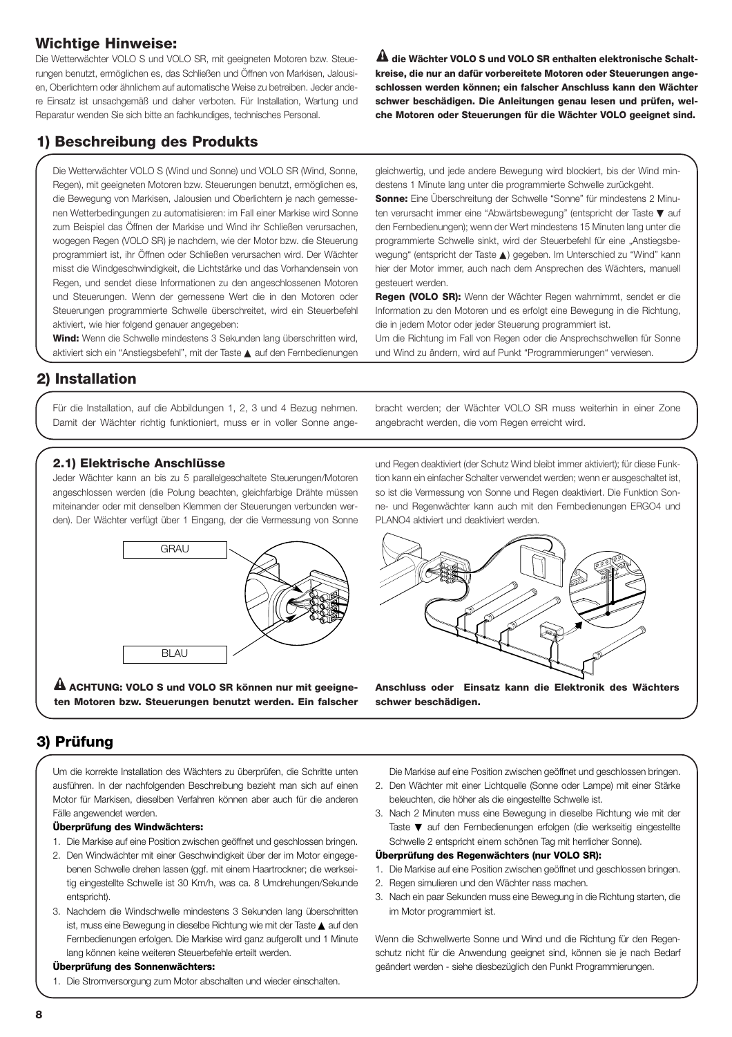## Wichtige Hinweise:

Die Wetterwächter VOLO S und VOLO SR, mit geeigneten Motoren bzw. Steuerungen benutzt, ermöglichen es, das Schließen und Öffnen von Markisen, Jalousien, Oberlichtern oder ähnlichem auf automatische Weise zu betreiben. Jeder andere Einsatz ist unsachgemäß und daher verboten. Für Installation, Wartung und Reparatur wenden Sie sich bitte an fachkundiges, technisches Personal.

⚠ **die Wächter VOLO S und VOLO SR enthalten elektronische Schaltkreise, die nur an dafür vorbereitete Motoren oder Steuerungen angeschlossen werden können; ein falscher Anschluss kann den Wächter schwer beschädigen. Die Anleitungen genau lesen und prüfen, welche Motoren oder Steuerungen für die Wächter VOLO geeignet sind.**

## 1) Beschreibung des Produkts

Die Wetterwächter VOLO S (Wind und Sonne) und VOLO SR (Wind, Sonne, Regen), mit geeigneten Motoren bzw. Steuerungen benutzt, ermöglichen es, die Bewegung von Markisen, Jalousien und Oberlichtern je nach gemessenen Wetterbedingungen zu automatisieren: im Fall einer Markise wird Sonne zum Beispiel das Öffnen der Markise und Wind ihr Schließen verursachen, wogegen Regen (VOLO SR) je nachdem, wie der Motor bzw. die Steuerung programmiert ist, ihr Öffnen oder Schließen verursachen wird. Der Wächter misst die Windgeschwindigkeit, die Lichtstärke und das Vorhandensein von Regen, und sendet diese Informationen zu den angeschlossenen Motoren und Steuerungen. Wenn der gemessene Wert die in den Motoren oder Steuerungen programmierte Schwelle überschreitet, wird ein Steuerbefehl aktiviert, wie hier folgend genauer angegeben:

**Wind:** Wenn die Schwelle mindestens 3 Sekunden lang überschritten wird, aktiviert sich ein "Anstiegsbefehl", mit der Taste ▲ auf den Fernbedienungen gleichwertig, und jede andere Bewegung wird blockiert, bis der Wind mindestens 1 Minute lang unter die programmierte Schwelle zurückgeht.

**Sonne:** Eine Überschreitung der Schwelle "Sonne" für mindestens 2 Minuten verursacht immer eine "Abwärtsbewegung" (entspricht der Taste ▼ auf den Fernbedienungen); wenn der Wert mindestens 15 Minuten lang unter die programmierte Schwelle sinkt, wird der Steuerbefehl für eine „Anstiegsbewegung" (entspricht der Taste ▲) gegeben. Im Unterschied zu "Wind" kann hier der Motor immer, auch nach dem Ansprechen des Wächters, manuell gesteuert werden.

**Regen (VOLO SR):** Wenn der Wächter Regen wahrnimmt, sendet er die Information zu den Motoren und es erfolgt eine Bewegung in die Richtung, die in jedem Motor oder jeder Steuerung programmiert ist.

Um die Richtung im Fall von Regen oder die Ansprechschwellen für Sonne und Wind zu ändern, wird auf Punkt "Programmierungen" verwiesen.

## 2) Installation

Für die Installation, auf die Abbildungen 1, 2, 3 und 4 Bezug nehmen. Damit der Wächter richtig funktioniert, muss er in voller Sonne angebracht werden; der Wächter VOLO SR muss weiterhin in einer Zone angebracht werden, die vom Regen erreicht wird.

### 2.1) Elektrische Anschlüsse

Jeder Wächter kann an bis zu 5 parallelgeschaltete Steuerungen/Motoren angeschlossen werden (die Polung beachten, gleichfarbige Drähte müssen miteinander oder mit denselben Klemmen der Steuerungen verbunden werden). Der Wächter verfügt über 1 Eingang, der die Vermessung von Sonne und Regen deaktiviert (der Schutz Wind bleibt immer aktiviert); für diese Funktion kann ein einfacher Schalter verwendet werden; wenn er ausgeschaltet ist, so ist die Vermessung von Sonne und Regen deaktiviert. Die Funktion Sonne- und Regenwächter kann auch mit den Fernbedienungen ERGO4 und PLANO4 aktiviert und deaktiviert werden.

GRAU

BLAU

⚠ **ACHTUNG: VOLO S und VOLO SR können nur mit geeigneten Motoren bzw. Steuerungen benutzt werden. Ein falscher Anschluss oder Einsatz kann die Elektronik des Wächters schwer beschädigen.**

## 3) Prüfung

Um die korrekte Installation des Wächters zu überprüfen, die Schritte unten ausführen. In der nachfolgenden Beschreibung bezieht man sich auf einen Motor für Markisen, dieselben Verfahren können aber auch für die anderen Fälle angewendet werden.

**Überprüfung des Windwächters:**

1. Die Markise auf eine Position zwischen geöffnet und geschlossen bringen.
2. Den Windwächter mit einer Geschwindigkeit über der im Motor eingegebenen Schwelle drehen lassen (ggf. mit einem Haartrockner; die werkseitig eingestellte Schwelle ist 30 Km/h, was ca. 8 Umdrehungen/Sekunde entspricht).
3. Nachdem die Windschwelle mindestens 3 Sekunden lang überschritten ist, muss eine Bewegung in dieselbe Richtung wie mit der Taste ▲ auf den Fernbedienungen erfolgen. Die Markise wird ganz aufgerollt und 1 Minute lang können keine weiteren Steuerbefehle erteilt werden.

**Überprüfung des Sonnenwächters:**

1. Die Stromversorgung zum Motor abschalten und wieder einschalten. Die Markise auf eine Position zwischen geöffnet und geschlossen bringen.
2. Den Wächter mit einer Lichtquelle (Sonne oder Lampe) mit einer Stärke beleuchten, die höher als die eingestellte Schwelle ist.
3. Nach 2 Minuten muss eine Bewegung in dieselbe Richtung wie mit der Taste ▼ auf den Fernbedienungen erfolgen (die werkseitig eingestellte Schwelle 2 entspricht einem schönen Tag mit herrlicher Sonne).

**Überprüfung des Regenwächters (nur VOLO SR):**

1. Die Markise auf eine Position zwischen geöffnet und geschlossen bringen.
2. Regen simulieren und den Wächter nass machen.
3. Nach ein paar Sekunden muss eine Bewegung in die Richtung starten, die im Motor programmiert ist.

Wenn die Schwellwerte Sonne und Wind und die Richtung für den Regenschutz nicht für die Anwendung geeignet sind, können sie je nach Bedarf geändert werden - siehe diesbezüglich den Punkt Programmierungen.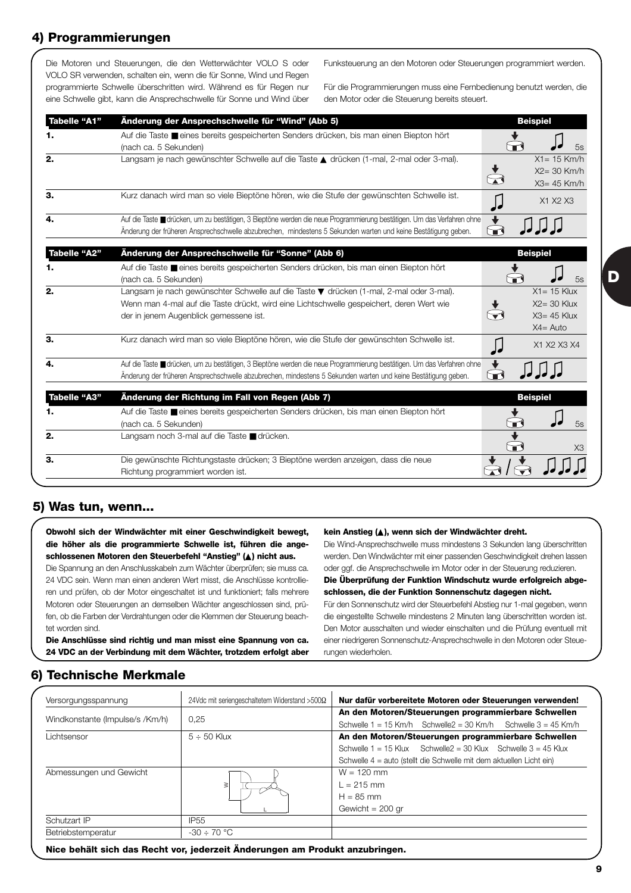## 4) Programmierungen

Die Motoren und Steuerungen, die den Wetterwächter VOLO S oder VOLO SR verwenden, schalten ein, wenn die für Sonne, Wind und Regen programmierte Schwelle überschritten wird. Während es für Regen nur eine Schwelle gibt, kann die Ansprechschwelle für Sonne und Wind über Funksteuerung an den Motoren oder Steuerungen programmiert werden.

Für die Programmierungen muss eine Fernbedienung benutzt werden, die den Motor oder die Steuerung bereits steuert.

| Tabelle "A1" | Änderung der Ansprechschwelle für "Wind" (Abb 5) | Beispiel |
|---|---|---|
| **1.** | Auf die Taste ■ eines bereits gespeicherten Senders drücken, bis man einen Biepton hört (nach ca. 5 Sekunden) | 5s |
| **2.** | Langsam je nach gewünschter Schwelle auf die Taste ▲ drücken (1-mal, 2-mal oder 3-mal). | X1= 15 Km/h X2= 30 Km/h X3= 45 Km/h |
| **3.** | Kurz danach wird man so viele Bieptöne hören, wie die Stufe der gewünschten Schwelle ist. | X1 X2 X3 |
| **4.** | Auf die Taste ■ drücken, um zu bestätigen, 3 Bieptöne werden die neue Programmierung bestätigen. Um das Verfahren ohne Änderung der früheren Ansprechschwelle abzubrechen, mindestens 5 Sekunden warten und keine Bestätigung geben. | |

| Tabelle "A2" | Änderung der Ansprechschwelle für "Sonne" (Abb 6) | Beispiel |
|---|---|---|
| **1.** | Auf die Taste ■ eines bereits gespeicherten Senders drücken, bis man einen Biepton hört (nach ca. 5 Sekunden) | 5s |
| **2.** | Langsam je nach gewünschter Schwelle auf die Taste ▼ drücken (1-mal, 2-mal oder 3-mal). Wenn man 4-mal auf die Taste drückt, wird eine Lichtschwelle gespeichert, deren Wert wie der in jenem Augenblick gemessene ist. | X1= 15 Klux X2= 30 Klux X3= 45 Klux X4= Auto |
| **3.** | Kurz danach wird man so viele Bieptöne hören, wie die Stufe der gewünschten Schwelle ist. | X1 X2 X3 X4 |
| **4.** | Auf die Taste ■ drücken, um zu bestätigen, 3 Bieptöne werden die neue Programmierung bestätigen. Um das Verfahren ohne Änderung der früheren Ansprechschwelle abzubrechen, mindestens 5 Sekunden warten und keine Bestätigung geben. | |

| Tabelle "A3" | Änderung der Richtung im Fall von Regen (Abb 7) | Beispiel |
|---|---|---|
| **1.** | Auf die Taste ■ eines bereits gespeicherten Senders drücken, bis man einen Biepton hört (nach ca. 5 Sekunden) | 5s |
| **2.** | Langsam noch 3-mal auf die Taste ■ drücken. | X3 |
| **3.** | Die gewünschte Richtungstaste drücken; 3 Bieptöne werden anzeigen, dass die neue Richtung programmiert worden ist. | |

## 5) Was tun, wenn...

**Obwohl sich der Windwächter mit einer Geschwindigkeit bewegt, die höher als die programmierte Schwelle ist, führen die angeschlossenen Motoren den Steuerbefehl "Anstieg" (▲) nicht aus.**

Die Spannung an den Anschlusskabeln zum Wächter überprüfen; sie muss ca. 24 VDC sein. Wenn man einen anderen Wert misst, die Anschlüsse kontrollieren und prüfen, ob der Motor eingeschaltet ist und funktioniert; falls mehrere Motoren oder Steuerungen an demselben Wächter angeschlossen sind, prüfen, ob die Farben der Verdrahtungen oder die Klemmen der Steuerung beachtet worden sind.

**Die Anschlüsse sind richtig und man misst eine Spannung von ca. 24 VDC an der Verbindung mit dem Wächter, trotzdem erfolgt aber kein Anstieg (▲), wenn sich der Windwächter dreht.**

Die Wind-Ansprechschwelle muss mindestens 3 Sekunden lang überschritten werden. Den Windwächter mit einer passenden Geschwindigkeit drehen lassen oder ggf. die Ansprechschwelle im Motor oder in der Steuerung reduzieren.

**Die Überprüfung der Funktion Windschutz wurde erfolgreich abgeschlossen, die der Funktion Sonnenschutz dagegen nicht.**

Für den Sonnenschutz wird der Steuerbefehl Abstieg nur 1-mal gegeben, wenn die eingestellte Schwelle mindestens 2 Minuten lang überschritten worden ist. Den Motor ausschalten und wieder einschalten und die Prüfung eventuell mit einer niedrigeren Sonnenschutz-Ansprechschwelle in den Motoren oder Steuerungen wiederholen.

## 6) Technische Merkmale

| Versorgungsspannung | 24Vdc mit seriengeschaltetem Widerstand >500Ω | **Nur dafür vorbereitete Motoren oder Steuerungen verwenden!** |
|---|---|---|
| Windkonstante (Impulse/s /Km/h) | 0,25 | **An den Motoren/Steuerungen programmierbare Schwellen** Schwelle 1 = 15 Km/h Schwelle2 = 30 Km/h Schwelle 3 = 45 Km/h |
| Lichtsensor | 5 ÷ 50 Klux | **An den Motoren/Steuerungen programmierbare Schwellen** Schwelle 1 = 15 Klux Schwelle2 = 30 Klux Schwelle 3 = 45 Klux Schwelle 4 = auto (stellt die Schwelle mit dem aktuellen Licht ein) |
| Abmessungen und Gewicht | | W = 120 mm L = 215 mm H = 85 mm Gewicht = 200 gr |
| Schutzart IP | IP55 | |
| Betriebstemperatur | -30 ÷ 70 °C | |

**Nice behält sich das Recht vor, jederzeit Änderungen am Produkt anzubringen.**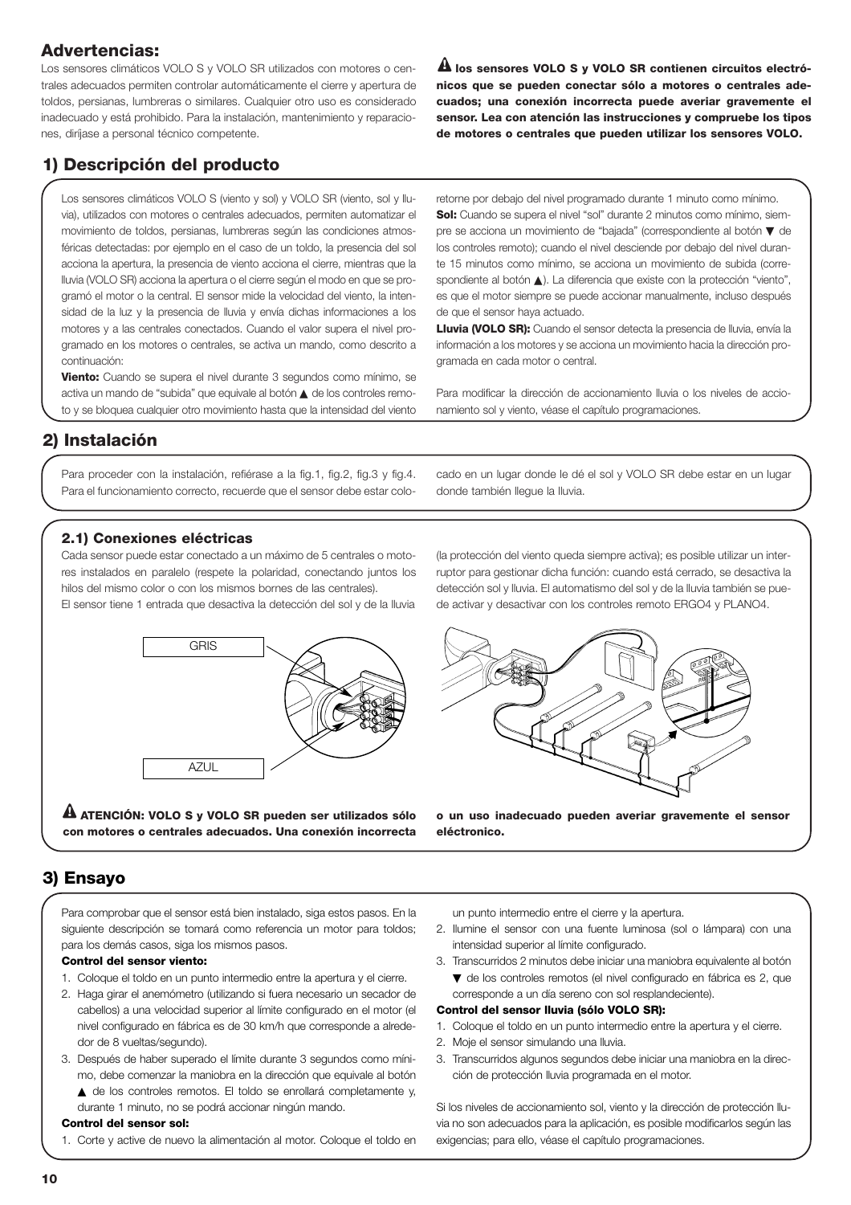## Advertencias:

Los sensores climáticos VOLO S y VOLO SR utilizados con motores o centrales adecuados permiten controlar automáticamente el cierre y apertura de toldos, persianas, lumbreras o similares. Cualquier otro uso es considerado inadecuado y está prohibido. Para la instalación, mantenimiento y reparaciones, diríjase a personal técnico competente.

⚠ **los sensores VOLO S y VOLO SR contienen circuitos electrónicos que se pueden conectar sólo a motores o centrales adecuados; una conexión incorrecta puede averiar gravemente el sensor. Lea con atención las instrucciones y compruebe los tipos de motores o centrales que pueden utilizar los sensores VOLO.**

## 1) Descripción del producto

Los sensores climáticos VOLO S (viento y sol) y VOLO SR (viento, sol y lluvia), utilizados con motores o centrales adecuados, permiten automatizar el movimiento de toldos, persianas, lumbreras según las condiciones atmosféricas detectadas: por ejemplo en el caso de un toldo, la presencia del sol acciona la apertura, la presencia de viento acciona el cierre, mientras que la lluvia (VOLO SR) acciona la apertura o el cierre según el modo en que se programó el motor o la central. El sensor mide la velocidad del viento, la intensidad de la luz y la presencia de lluvia y envía dichas informaciones a los motores y a las centrales conectados. Cuando el valor supera el nivel programado en los motores o centrales, se activa un mando, como descrito a continuación:

**Viento:** Cuando se supera el nivel durante 3 segundos como mínimo, se activa un mando de "subida" que equivale al botón ▲ de los controles remoto y se bloquea cualquier otro movimiento hasta que la intensidad del viento retorne por debajo del nivel programado durante 1 minuto como mínimo.

**Sol:** Cuando se supera el nivel "sol" durante 2 minutos como mínimo, siempre se acciona un movimiento de "bajada" (correspondiente al botón ▼ de los controles remoto); cuando el nivel desciende por debajo del nivel durante 15 minutos como mínimo, se acciona un movimiento de subida (correspondiente al botón ▲). La diferencia que existe con la protección "viento", es que el motor siempre se puede accionar manualmente, incluso después de que el sensor haya actuado.

**Lluvia (VOLO SR):** Cuando el sensor detecta la presencia de lluvia, envía la información a los motores y se acciona un movimiento hacia la dirección programada en cada motor o central.

Para modificar la dirección de accionamiento lluvia o los niveles de accionamiento sol y viento, véase el capítulo programaciones.

## 2) Instalación

Para proceder con la instalación, refiérase a la fig.1, fig.2, fig.3 y fig.4. Para el funcionamiento correcto, recuerde que el sensor debe estar colocado en un lugar donde le dé el sol y VOLO SR debe estar en un lugar donde también llegue la lluvia.

### 2.1) Conexiones eléctricas

Cada sensor puede estar conectado a un máximo de 5 centrales o motores instalados en paralelo (respete la polaridad, conectando juntos los hilos del mismo color o con los mismos bornes de las centrales).

El sensor tiene 1 entrada que desactiva la detección del sol y de la lluvia (la protección del viento queda siempre activa); es posible utilizar un interruptor para gestionar dicha función: cuando está cerrado, se desactiva la detección sol y lluvia. El automatismo del sol y de la lluvia también se puede activar y desactivar con los controles remoto ERGO4 y PLANO4.

GRIS

AZUL

⚠ **ATENCIÓN: VOLO S y VOLO SR pueden ser utilizados sólo con motores o centrales adecuados. Una conexión incorrecta o un uso inadecuado pueden averiar gravemente el sensor eléctronico.**

## 3) Ensayo

Para comprobar que el sensor está bien instalado, siga estos pasos. En la siguiente descripción se tomará como referencia un motor para toldos; para los demás casos, siga los mismos pasos.

**Control del sensor viento:**

1. Coloque el toldo en un punto intermedio entre la apertura y el cierre.
2. Haga girar el anemómetro (utilizando si fuera necesario un secador de cabellos) a una velocidad superior al límite configurado en el motor (el nivel configurado en fábrica es de 30 km/h que corresponde a alrededor de 8 vueltas/segundo).
3. Después de haber superado el límite durante 3 segundos como mínimo, debe comenzar la maniobra en la dirección que equivale al botón ▲ de los controles remotos. El toldo se enrollará completamente y, durante 1 minuto, no se podrá accionar ningún mando.

**Control del sensor sol:**

1. Corte y active de nuevo la alimentación al motor. Coloque el toldo en un punto intermedio entre el cierre y la apertura.
2. Ilumine el sensor con una fuente luminosa (sol o lámpara) con una intensidad superior al límite configurado.
3. Transcurridos 2 minutos debe iniciar una maniobra equivalente al botón ▼ de los controles remotos (el nivel configurado en fábrica es 2, que corresponde a un día sereno con sol resplandeciente).

**Control del sensor lluvia (sólo VOLO SR):**

1. Coloque el toldo en un punto intermedio entre la apertura y el cierre.
2. Moje el sensor simulando una lluvia.
3. Transcurridos algunos segundos debe iniciar una maniobra en la dirección de protección lluvia programada en el motor.

Si los niveles de accionamiento sol, viento y la dirección de protección lluvia no son adecuados para la aplicación, es posible modificarlos según las exigencias; para ello, véase el capítulo programaciones.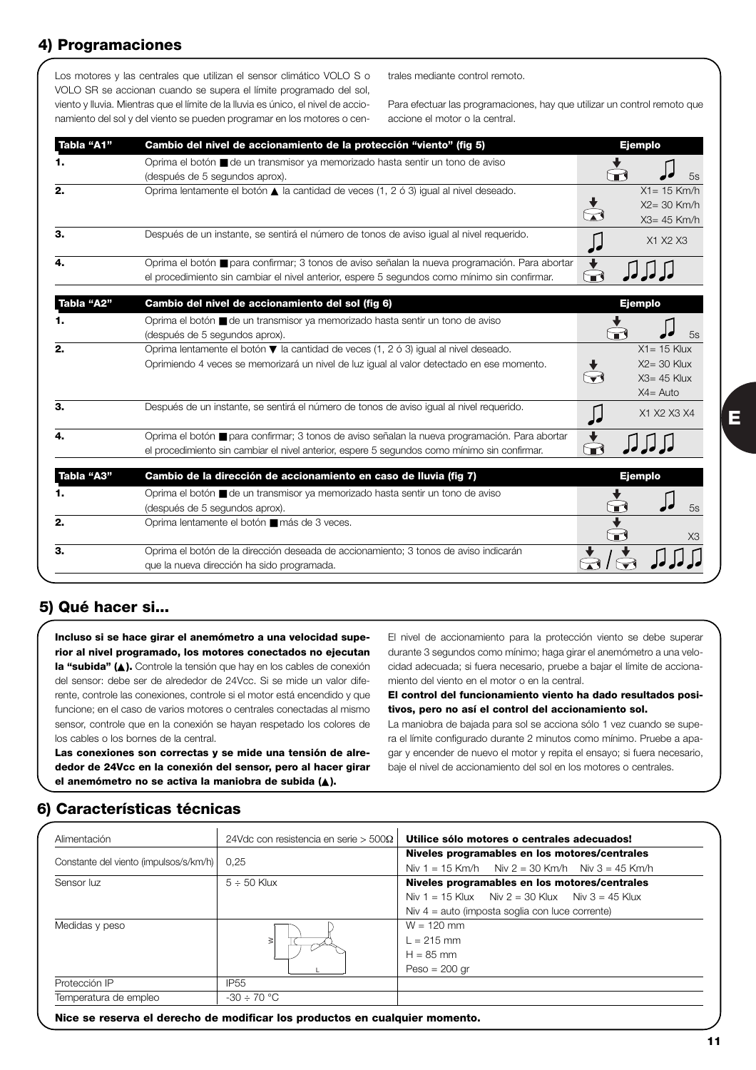## 4) Programaciones

Los motores y las centrales que utilizan el sensor climático VOLO S o VOLO SR se accionan cuando se supera el límite programado del sol, viento y lluvia. Mientras que el límite de la lluvia es único, el nivel de accionamiento del sol y del viento se pueden programar en los motores o centrales mediante control remoto.

Para efectuar las programaciones, hay que utilizar un control remoto que accione el motor o la central.

| Tabla "A1" | Cambio del nivel de accionamiento de la protección "viento" (fig 5) | Ejemplo |
|---|---|---|
| 1. | Oprima el botón ■ de un transmisor ya memorizado hasta sentir un tono de aviso (después de 5 segundos aprox). | 5s |
| 2. | Oprima lentamente el botón ▲ la cantidad de veces (1, 2 ó 3) igual al nivel deseado. | X1= 15 Km/h<br>X2= 30 Km/h<br>X3= 45 Km/h |
| 3. | Después de un instante, se sentirá el número de tonos de aviso igual al nivel requerido. | X1 X2 X3 |
| 4. | Oprima el botón ■ para confirmar; 3 tonos de aviso señalan la nueva programación. Para abortar el procedimiento sin cambiar el nivel anterior, espere 5 segundos como mínimo sin confirmar. | |

| Tabla "A2" | Cambio del nivel de accionamiento del sol (fig 6) | Ejemplo |
|---|---|---|
| 1. | Oprima el botón ■ de un transmisor ya memorizado hasta sentir un tono de aviso (después de 5 segundos aprox). | 5s |
| 2. | Oprima lentamente el botón ▼ la cantidad de veces (1, 2 ó 3) igual al nivel deseado.<br>Oprimiendo 4 veces se memorizará un nivel de luz igual al valor detectado en ese momento. | X1= 15 Klux<br>X2= 30 Klux<br>X3= 45 Klux<br>X4= Auto |
| 3. | Después de un instante, se sentirá el número de tonos de aviso igual al nivel requerido. | X1 X2 X3 X4 |
| 4. | Oprima el botón ■ para confirmar; 3 tonos de aviso señalan la nueva programación. Para abortar el procedimiento sin cambiar el nivel anterior, espere 5 segundos como mínimo sin confirmar. | |

| Tabla "A3" | Cambio de la dirección de accionamiento en caso de lluvia (fig 7) | Ejemplo |
|---|---|---|
| 1. | Oprima el botón ■ de un transmisor ya memorizado hasta sentir un tono de aviso (después de 5 segundos aprox). | 5s |
| 2. | Oprima lentamente el botón ■ más de 3 veces. | X3 |
| 3. | Oprima el botón de la dirección deseada de accionamiento; 3 tonos de aviso indicarán que la nueva dirección ha sido programada. | |

## 5) Qué hacer si...

**Incluso si se hace girar el anemómetro a una velocidad superior al nivel programado, los motores conectados no ejecutan la "subida" (▲).** Controle la tensión que hay en los cables de conexión del sensor: debe ser de alrededor de 24Vcc. Si se mide un valor diferente, controle las conexiones, controle si el motor está encendido y que funcione; en el caso de varios motores o centrales conectadas al mismo sensor, controle que en la conexión se hayan respetado los colores de los cables o los bornes de la central.

**Las conexiones son correctas y se mide una tensión de alrededor de 24Vcc en la conexión del sensor, pero al hacer girar el anemómetro no se activa la maniobra de subida (▲).**

El nivel de accionamiento para la protección viento se debe superar durante 3 segundos como mínimo; haga girar el anemómetro a una velocidad adecuada; si fuera necesario, pruebe a bajar el límite de accionamiento del viento en el motor o en la central.

**El control del funcionamiento viento ha dado resultados positivos, pero no así el control del accionamiento sol.**

La maniobra de bajada para sol se acciona sólo 1 vez cuando se supera el límite configurado durante 2 minutos como mínimo. Pruebe a apagar y encender de nuevo el motor y repita el ensayo; si fuera necesario, baje el nivel de accionamiento del sol en los motores o centrales.

## 6) Características técnicas

| Alimentación | 24Vdc con resistencia en serie > 500Ω | **Utilice sólo motores o centrales adecuados!** |
|---|---|---|
| Constante del viento (impulsos/s/km/h) | 0,25 | **Niveles programables en los motores/centrales**<br>Niv 1 = 15 Km/h  Niv 2 = 30 Km/h  Niv 3 = 45 Km/h |
| Sensor luz | 5 ÷ 50 Klux | **Niveles programables en los motores/centrales**<br>Niv 1 = 15 Klux  Niv 2 = 30 Klux  Niv 3 = 45 Klux<br>Niv 4 = auto (imposta soglia con luce corrente) |
| Medidas y peso | | W = 120 mm<br>L = 215 mm<br>H = 85 mm<br>Peso = 200 gr |
| Protección IP | IP55 | |
| Temperatura de empleo | -30 ÷ 70 °C | |

**Nice se reserva el derecho de modificar los productos en cualquier momento.**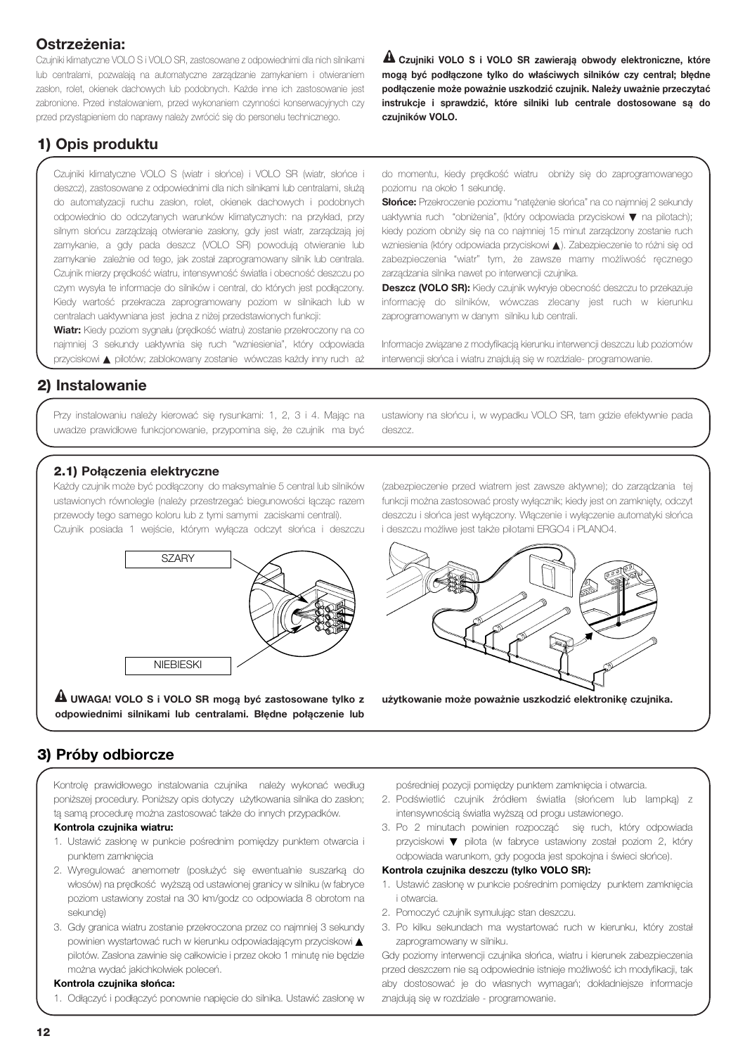## Ostrzeżenia:

Czujniki klimatyczne VOLO S i VOLO SR, zastosowane z odpowiednimi dla nich silnikami lub centralami, pozwalają na automatyczne zarządzanie zamykaniem i otwieraniem zasłon, rolet, okienek dachowych lub podobnych. Każde inne ich zastosowanie jest zabronione. Przed instalowaniem, przed wykonaniem czynności konserwacyjnych czy przed przystąpieniem do naprawy należy zwrócić się do personelu technicznego.

**⚠ Czujniki VOLO S i VOLO SR zawierają obwody elektroniczne, które mogą być podłączone tylko do właściwych silników czy central; błędne podłączenie może poważnie uszkodzić czujnik. Należy uważnie przeczytać instrukcje i sprawdzić, które silniki lub centrale dostosowane są do czujników VOLO.**

## 1) Opis produktu

Czujniki klimatyczne VOLO S (wiatr i słońce) i VOLO SR (wiatr, słońce i deszcz), zastosowane z odpowiednimi dla nich silnikami lub centralami, służą do automatyzacji ruchu zasłon, rolet, okienek dachowych i podobnych odpowiednio do odczytanych warunków klimatycznych: na przykład, przy silnym słońcu zarządzają otwieranie zasłony, gdy jest wiatr, zarządzają jej zamykanie, a gdy pada deszcz (VOLO SR) powodują otwieranie lub zamykanie zależnie od tego, jak został zaprogramowany silnik lub centrala. Czujnik mierzy prędkość wiatru, intensywność światła i obecność deszczu po czym wysyła te informacje do silników i central, do których jest podłączony. Kiedy wartość przekracza zaprogramowany poziom w silnikach lub w centralach uaktywniana jest jedna z niżej przedstawionych funkcji:

**Wiatr:** Kiedy poziom sygnału (prędkość wiatru) zostanie przekroczony na co najmniej 3 sekundy uaktywnia się ruch "wzniesienia", który odpowiada przyciskowi ▲ pilotów; zablokowany zostanie wówczas każdy inny ruch aż do momentu, kiedy prędkość wiatru obniży się do zaprogramowanego poziomu na około 1 sekundę.

**Słońce:** Przekroczenie poziomu "natężenie słońca" na co najmniej 2 sekundy uaktywnia ruch "obniżenia", (który odpowiada przyciskowi ▼ na pilotach); kiedy poziom obniży się na co najmniej 15 minut zarządzony zostanie ruch wzniesienia (który odpowiada przyciskowi ▲). Zabezpieczenie to różni się od zabezpieczenia "wiatr" tym, że zawsze mamy możliwość ręcznego zarządzania silnika nawet po interwencji czujnika.

**Deszcz (VOLO SR):** Kiedy czujnik wykryje obecność deszczu to przekazuje informację do silników, wówczas zlecany jest ruch w kierunku zaprogramowanym w danym silniku lub centrali.

Informacje związane z modyfikacją kierunku interwencji deszczu lub poziomów interwencji słońca i wiatru znajdują się w rozdziale- programowanie.

## 2) Instalowanie

Przy instalowaniu należy kierować się rysunkami: 1, 2, 3 i 4. Mając na uwadze prawidłowe funkcjonowanie, przypomina się, że czujnik ma być ustawiony na słońcu i, w wypadku VOLO SR, tam gdzie efektywnie pada deszcz.

### 2.1) Połączenia elektryczne

Każdy czujnik może być podłączony do maksymalnie 5 central lub silników ustawionych równolegle (należy przestrzegać biegunowości łącząc razem przewody tego samego koloru lub z tymi samymi zaciskami centrali).
Czujnik posiada 1 wejście, którym wyłącza odczyt słońca i deszczu (zabezpieczenie przed wiatrem jest zawsze aktywne); do zarządzania tej funkcji można zastosować prosty wyłącznik; kiedy jest on zamknięty, odczyt deszczu i słońca jest wyłączony. Włączenie i wyłączenie automatyki słońca i deszczu możliwe jest także pilotami ERGO4 i PLANO4.

SZARY

NIEBIESKI

**⚠ UWAGA! VOLO S i VOLO SR mogą być zastosowane tylko z odpowiednimi silnikami lub centralami. Błędne połączenie lub użytkowanie może poważnie uszkodzić elektronikę czujnika.**

## 3) Próby odbiorcze

Kontrolę prawidłowego instalowania czujnika należy wykonać według poniższej procedury. Poniższy opis dotyczy użytkowania silnika do zasłon; tą samą procedurę można zastosować także do innych przypadków.

**Kontrola czujnika wiatru:**

1. Ustawić zasłonę w punkcie pośrednim pomiędzy punktem otwarcia i punktem zamknięcia
2. Wyregulować anemometr (posłużyć się ewentualnie suszarką do włosów) na prędkość wyższą od ustawionej granicy w silniku (w fabryce poziom ustawiony został na 30 km/godz co odpowiada 8 obrotom na sekundę)
3. Gdy granica wiatru zostanie przekroczona przez co najmniej 3 sekundy powinien wystartować ruch w kierunku odpowiadającym przyciskowi ▲ pilotów. Zasłona zawinie się całkowicie i przez około 1 minutę nie będzie można wydać jakichkolwiek poleceń.

**Kontrola czujnika słońca:**

1. Odłączyć i podłączyć ponownie napięcie do silnika. Ustawić zasłonę w pośredniej pozycji pomiędzy punktem zamknięcia i otwarcia.
2. Podświetlić czujnik źródłem światła (słońcem lub lampką) z intensywnością światła wyższą od progu ustawionego.
3. Po 2 minutach powinien rozpocząć się ruch, który odpowiada przyciskowi ▼ pilota (w fabryce ustawiony został poziom 2, który odpowiada warunkom, gdy pogoda jest spokojna i świeci słońce).

**Kontrola czujnika deszczu (tylko VOLO SR):**

1. Ustawić zasłonę w punkcie pośrednim pomiędzy punktem zamknięcia i otwarcia.
2. Pomoczyć czujnik symulując stan deszczu.
3. Po kilku sekundach ma wystartować ruch w kierunku, który został zaprogramowany w silniku.

Gdy poziomy interwencji czujnika słońca, wiatru i kierunek zabezpieczenia przed deszczem nie są odpowiednie istnieje możliwość ich modyfikacji, tak aby dostosować je do własnych wymagań; dokładniejsze informacje znajdują się w rozdziale - programowanie.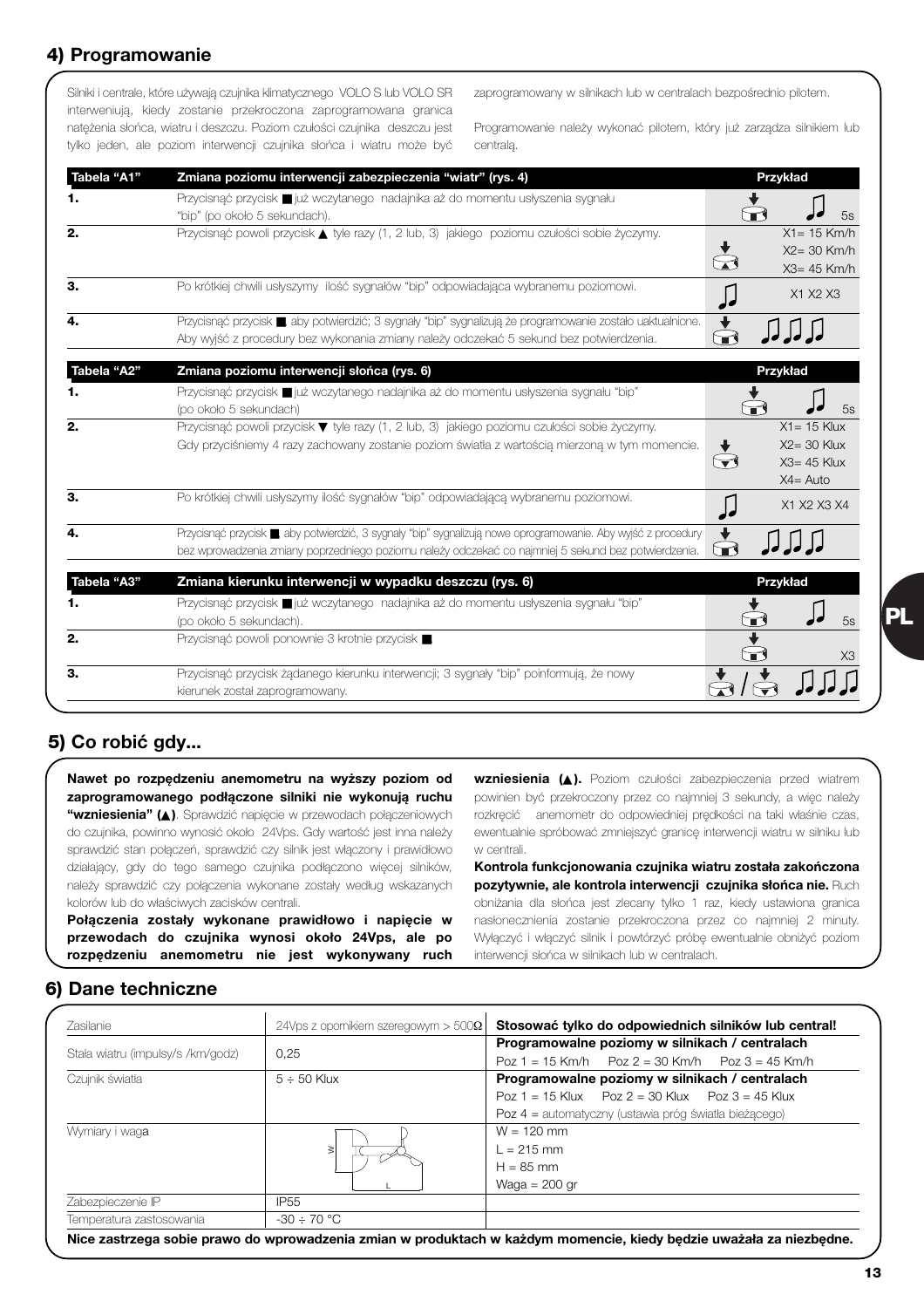## 4) Programowanie

Silniki i centrale, które używają czujnika klimatycznego VOLO S lub VOLO SR interweniują, kiedy zostanie przekroczona zaprogramowana granica natężenia słońca, wiatru i deszczu. Poziom czułości czujnika deszczu jest tylko jeden, ale poziom interwencji czujnika słońca i wiatru może być zaprogramowany w silnikach lub w centralach bezpośrednio pilotem.

Programowanie należy wykonać pilotem, który już zarządza silnikiem lub centralą.

| Tabela "A1" | Zmiana poziomu interwencji zabezpieczenia "wiatr" (rys. 4) | Przykład |
|---|---|---|
| 1. | Przycisnąć przycisk ■ już wczytanego nadajnika aż do momentu usłyszenia sygnału "bip" (po około 5 sekundach). | 5s |
| 2. | Przycisnąć powoli przycisk ▲ tyle razy (1, 2 lub, 3) jakiego poziomu czułości sobie życzymy. | X1= 15 Km/h<br>X2= 30 Km/h<br>X3= 45 Km/h |
| 3. | Po krótkiej chwili usłyszymy ilość sygnałów "bip" odpowiadająca wybranemu poziomowi. | X1 X2 X3 |
| 4. | Przycisnąć przycisk ■, aby potwierdzić; 3 sygnały "bip" sygnalizują że programowanie zostało uaktualnione. Aby wyjść z procedury bez wykonania zmiany należy odczekać 5 sekund bez potwierdzenia. | |

| Tabela "A2" | Zmiana poziomu interwencji słońca (rys. 6) | Przykład |
|---|---|---|
| 1. | Przycisnąć przycisk ■ już wczytanego nadajnika aż do momentu usłyszenia sygnału "bip" (po około 5 sekundach) | 5s |
| 2. | Przycisnąć powoli przycisk ▼ tyle razy (1, 2 lub, 3) jakiego poziomu czułości sobie życzymy. Gdy przyciśniemy 4 razy zachowany zostanie poziom światła z wartością mierzoną w tym momencie. | X1= 15 Klux<br>X2= 30 Klux<br>X3= 45 Klux<br>X4= Auto |
| 3. | Po krótkiej chwili usłyszymy ilość sygnałów "bip" odpowiadającą wybranemu poziomowi. | X1 X2 X3 X4 |
| 4. | Przycisnąć przycisk ■ aby potwierdzić, 3 sygnały "bip" sygnalizują nowe oprogramowanie. Aby wyjść z procedury bez wprowadzenia zmiany poprzedniego poziomu należy odczekać co najmniej 5 sekund bez potwierdzenia. | |

| Tabela "A3" | Zmiana kierunku interwencji w wypadku deszczu (rys. 6) | Przykład |
|---|---|---|
| 1. | Przycisnąć przycisk ■ już wczytanego nadajnika aż do momentu usłyszenia sygnału "bip" (po około 5 sekundach). | 5s |
| 2. | Przycisnąć powoli ponownie 3 krotnie przycisk ■. | X3 |
| 3. | Przycisnąć przycisk żądanego kierunku interwencji; 3 sygnały "bip" poinformują, że nowy kierunek został zaprogramowany. | |

## 5) Co robić gdy...

**Nawet po rozpędzeniu anemometru na wyższy poziom od zaprogramowanego podłączone silniki nie wykonują ruchu "wzniesienia" (▲)**. Sprawdzić napięcie w przewodach połączeniowych do czujnika, powinno wynosić około 24Vps. Gdy wartość jest inna należy sprawdzić stan połączeń, sprawdzić czy silnik jest włączony i prawidłowo działający, gdy do tego samego czujnika podłączono więcej silników, należy sprawdzić czy połączenia wykonane zostały według wskazanych kolorów lub do właściwych zacisków centrali.

**Połączenia zostały wykonane prawidłowo i napięcie w przewodach do czujnika wynosi około 24Vps, ale po rozpędzeniu anemometru nie jest wykonywany ruch wzniesienia (▲).** Poziom czułości zabezpieczenia przed wiatrem powinien być przekroczony przez co najmniej 3 sekundy, a więc należy rozkręcić anemometr do odpowiedniej prędkości na taki właśnie czas, ewentualnie spróbować zmniejszyć granicę interwencji wiatru w silniku lub w centrali.

**Kontrola funkcjonowania czujnika wiatru została zakończona pozytywnie, ale kontrola interwencji czujnika słońca nie.** Ruch obniżania dla słońca jest zlecany tylko 1 raz, kiedy ustawiona granica nasłonecznienia zostanie przekroczona przez co najmniej 2 minuty. Wyłączyć i włączyć silnik i powtórzyć próbę ewentualnie obniżyć poziom interwencji słońca w silnikach lub w centralach.

## 6) Dane techniczne

| | | |
|---|---|---|
| Zasilanie | 24Vps z opornikiem szeregowym > 500Ω | **Stosować tylko do odpowiednich silników lub central!** |
| Stała wiatru (impulsy/s /km/godz) | 0,25 | **Programowalne poziomy w silnikach / centralach**<br>Poz 1 = 15 Km/h Poz 2 = 30 Km/h Poz 3 = 45 Km/h |
| Czujnik światła | 5 ÷ 50 Klux | **Programowalne poziomy w silnikach / centralach**<br>Poz 1 = 15 Klux Poz 2 = 30 Klux Poz 3 = 45 Klux<br>Poz 4 = automatyczny (ustawia próg światła bieżącego) |
| Wymiary i waga | | W = 120 mm<br>L = 215 mm<br>H = 85 mm<br>Waga = 200 gr |
| Zabezpieczenie IP | IP55 | |
| Temperatura zastosowania | -30 ÷ 70 °C | |

**Nice zastrzega sobie prawo do wprowadzenia zmian w produktach w każdym momencie, kiedy będzie uważała za niezbędne.**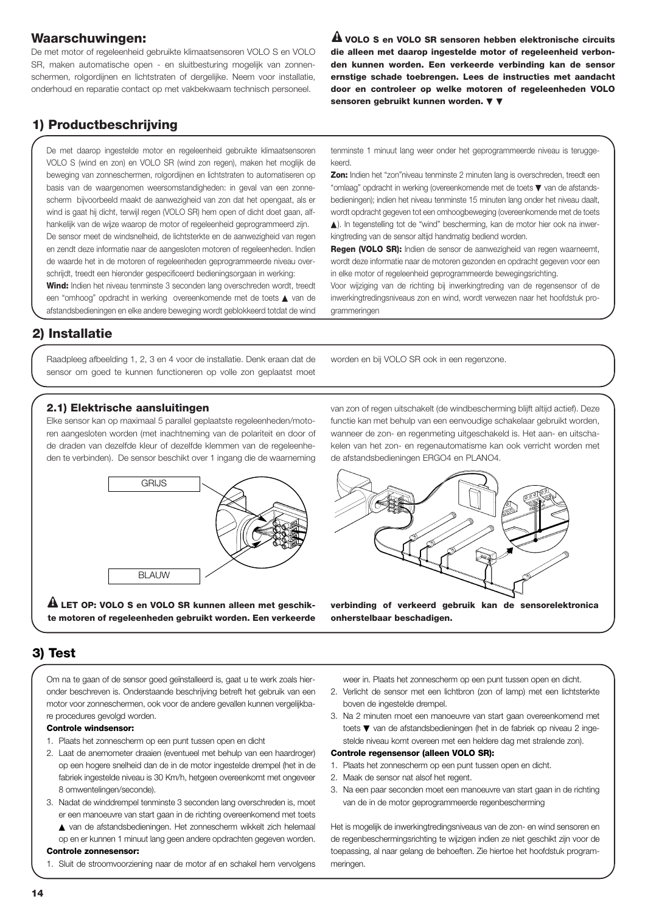## Waarschuwingen:

De met motor of regeleenheid gebruikte klimaatsensoren VOLO S en VOLO SR, maken automatische open - en sluitbesturing mogelijk van zonnenschermen, rolgordijnen en lichtstraten of dergelijke. Neem voor installatie, onderhoud en reparatie contact op met vakbekwaam technisch personeel.

**⚠ VOLO S en VOLO SR sensoren hebben elektronische circuits die alleen met daarop ingestelde motor of regeleenheid verbonden kunnen worden. Een verkeerde verbinding kan de sensor ernstige schade toebrengen. Lees de instructies met aandacht door en controleer op welke motoren of regeleenheden VOLO sensoren gebruikt kunnen worden. ▼ ▼**

## 1) Productbeschrijving

De met daarop ingestelde motor en regeleenheid gebruikte klimaatsensoren VOLO S (wind en zon) en VOLO SR (wind zon regen), maken het moglijk de beweging van zonneschermen, rolgordijnen en lichtstraten te automatiseren op basis van de waargenomen weersomstandigheden: in geval van een zonnescherm bijvoorbeeld maakt de aanwezigheid van zon dat het opengaat, als er wind is gaat hij dicht, terwijl regen (VOLO SR) hem open of dicht doet gaan, afhankelijk van de wijze waarop de motor of regeleenheid geprogrammeerd zijn.

De sensor meet de windsnelheid, de lichtsterkte en de aanwezigheid van regen en zendt deze informatie naar de aangesloten motoren of regeleenheden. Indien de waarde het in de motoren of regeleenheden geprogrammeerde niveau overschrijdt, treedt een hieronder gespecificeerd bedieningsorgaan in werking:

**Wind:** Indien het niveau tenminste 3 seconden lang overschreden wordt, treedt een "omhoog" opdracht in werking overeenkomende met de toets ▲ van de afstandsbedieningen en elke andere beweging wordt geblokkeerd totdat de wind tenminste 1 minuut lang weer onder het geprogrammeerde niveau is teruggekeerd.

**Zon:** Indien het "zon"niveau tenminste 2 minuten lang is overschreden, treedt een "omlaag" opdracht in werking (overeenkomende met de toets ▼ van de afstandsbedieningen); indien het niveau tenminste 15 minuten lang onder het niveau daalt, wordt opdracht gegeven tot een omhoogbeweging (overeenkomende met de toets ▲). In tegenstelling tot de "wind" bescherming, kan de motor hier ook na inwerkingtreding van de sensor altijd handmatig bediend worden.

**Regen (VOLO SR):** Indien de sensor de aanwezigheid van regen waarneemt, wordt deze informatie naar de motoren gezonden en opdracht gegeven voor een in elke motor of regeleenheid geprogrammeerde bewegingsrichting.

Voor wijziging van de richting bij inwerkingtreding van de regensensor of de inwerkingtredingsniveaus zon en wind, wordt verwezen naar het hoofdstuk programmeringen

## 2) Installatie

Raadpleeg afbeelding 1, 2, 3 en 4 voor de installatie. Denk eraan dat de sensor om goed te kunnen functioneren op volle zon geplaatst moet worden en bij VOLO SR ook in een regenzone.

### 2.1) Elektrische aansluitingen

Elke sensor kan op maximaal 5 parallel geplaatste regeleenheden/motoren aangesloten worden (met inachtneming van de polariteit en door of de draden van dezelfde kleur of dezelfde klemmen van de regeleenheden te verbinden). De sensor beschikt over 1 ingang die de waarneming van zon of regen uitschakelt (de windbescherming blijft altijd actief). Deze functie kan met behulp van een eenvoudige schakelaar gebruikt worden, wanneer de zon- en regenmeting uitgeschakeld is. Het aan- en uitschakelen van het zon- en regenautomatisme kan ook verricht worden met de afstandsbedieningen ERGO4 en PLANO4.

GRIJS

BLAUW

**⚠ LET OP: VOLO S en VOLO SR kunnen alleen met geschikte motoren of regeleenheden gebruikt worden. Een verkeerde verbinding of verkeerd gebruik kan de sensorelektronica onherstelbaar beschadigen.**

## 3) Test

Om na te gaan of de sensor goed geïnstalleerd is, gaat u te werk zoals hieronder beschreven is. Onderstaande beschrijving betreft het gebruik van een motor voor zonneschermen, ook voor de andere gevallen kunnen vergelijkbare procedures gevolgd worden.

**Controle windsensor:**

1. Plaats het zonnescherm op een punt tussen open en dicht
2. Laat de anemometer draaien (eventueel met behulp van een haardroger) op een hogere snelheid dan de in de motor ingestelde drempel (het in de fabriek ingestelde niveau is 30 Km/h, hetgeen overeenkomt met ongeveer 8 omwentelingen/seconde).
3. Nadat de winddrempel tenminste 3 seconden lang overschreden is, moet er een manoeuvre van start gaan in de richting overeenkomend met toets ▲ van de afstandsbedieningen. Het zonnescherm wikkelt zich helemaal op en er kunnen 1 minuut lang geen andere opdrachten gegeven worden.

**Controle zonnesensor:**

1. Sluit de stroomvoorziening naar de motor af en schakel hem vervolgens weer in. Plaats het zonnescherm op een punt tussen open en dicht.
2. Verlicht de sensor met een lichtbron (zon of lamp) met een lichtsterkte boven de ingestelde drempel.
3. Na 2 minuten moet een manoeuvre van start gaan overeenkomend met toets ▼ van de afstandsbedieningen (het in de fabriek op niveau 2 ingestelde niveau komt overeen met een heldere dag met stralende zon).

**Controle regensensor (alleen VOLO SR):**

1. Plaats het zonnescherm op een punt tussen open en dicht.
2. Maak de sensor nat alsof het regent.
3. Na een paar seconden moet een manoeuvre van start gaan in de richting van de in de motor geprogrammeerde regenbescherming

Het is mogelijk de inwerkingtredingsniveaus van de zon- en wind sensoren en de regenbeschermingsrichting te wijzigen indien ze niet geschikt zijn voor de toepassing, al naar gelang de behoeften. Zie hiertoe het hoofdstuk programmeringen.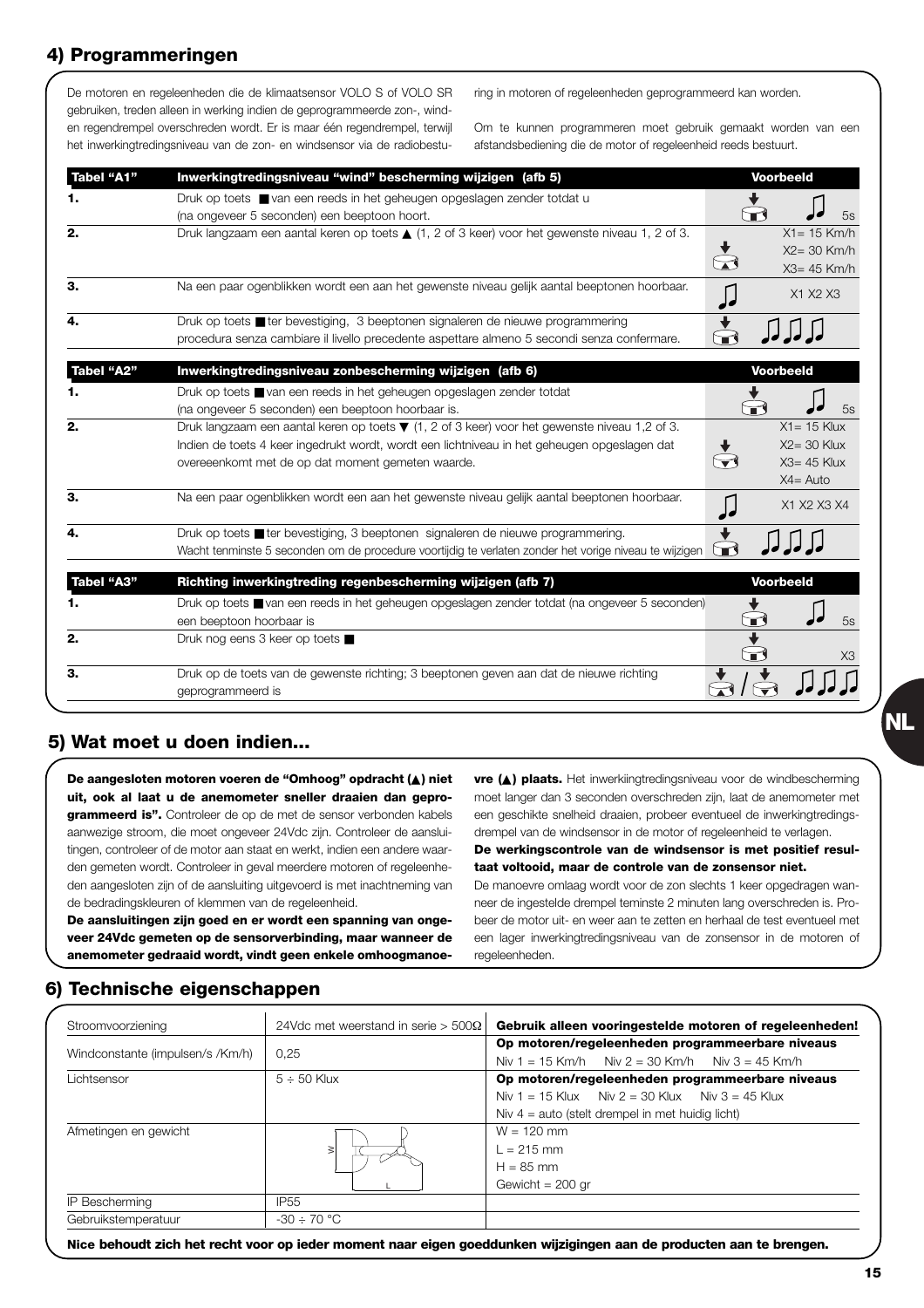## 4) Programmeringen

De motoren en regeleenheden die de klimaatsensor VOLO S of VOLO SR gebruiken, treden alleen in werking indien de geprogrammeerde zon-, wind- en regendrempel overschreden wordt. Er is maar één regendrempel, terwijl het inwerkingtredingsniveau van de zon- en windsensor via de radiobesturing in motoren of regeleenheden geprogrammeerd kan worden.

Om te kunnen programmeren moet gebruik gemaakt worden van een afstandsbediening die de motor of regeleenheid reeds bestuurt.

| Tabel "A1" | Inwerkingtredingsniveau "wind" bescherming wijzigen (afb 5) | Voorbeeld |
|---|---|---|
| 1. | Druk op toets ■ van een reeds in het geheugen opgeslagen zender totdat u (na ongeveer 5 seconden) een beeptoon hoort. | 5s |
| 2. | Druk langzaam een aantal keren op toets ▲ (1, 2 of 3 keer) voor het gewenste niveau 1, 2 of 3. | X1= 15 Km/h X2= 30 Km/h X3= 45 Km/h |
| 3. | Na een paar ogenblikken wordt een aan het gewenste niveau gelijk aantal beeptonen hoorbaar. | X1 X2 X3 |
| 4. | Druk op toets ■ ter bevestiging, 3 beeptonen signaleren de nieuwe programmering procedura senza cambiare il livello precedente aspettare almeno 5 secondi senza confermare. | |

| Tabel "A2" | Inwerkingtredingsniveau zonbescherming wijzigen (afb 6) | Voorbeeld |
|---|---|---|
| 1. | Druk op toets ■ van een reeds in het geheugen opgeslagen zender totdat (na ongeveer 5 seconden) een beeptoon hoorbaar is. | 5s |
| 2. | Druk langzaam een aantal keren op toets ▼ (1, 2 of 3 keer) voor het gewenste niveau 1,2 of 3. Indien de toets 4 keer ingedrukt wordt, wordt een lichtniveau in het geheugen opgeslagen dat overeeenkomt met de op dat moment gemeten waarde. | X1= 15 Klux X2= 30 Klux X3= 45 Klux X4= Auto |
| 3. | Na een paar ogenblikken wordt een aan het gewenste niveau gelijk aantal beeptonen hoorbaar. | X1 X2 X3 X4 |
| 4. | Druk op toets ■ ter bevestiging, 3 beeptonen signaleren de nieuwe programmering. Wacht tenminste 5 seconden om de procedure voortijdig te verlaten zonder het vorige niveau te wijzigen | |

| Tabel "A3" | Richting inwerkingtreding regenbescherming wijzigen (afb 7) | Voorbeeld |
|---|---|---|
| 1. | Druk op toets ■ van een reeds in het geheugen opgeslagen zender totdat (na ongeveer 5 seconden) een beeptoon hoorbaar is | 5s |
| 2. | Druk nog eens 3 keer op toets ■ | X3 |
| 3. | Druk op de toets van de gewenste richting; 3 beeptonen geven aan dat de nieuwe richting geprogrammeerd is | |

## 5) Wat moet u doen indien...

**De aangesloten motoren voeren de "Omhoog" opdracht (▲) niet uit, ook al laat u de anemometer sneller draaien dan geprogrammeerd is".** Controleer de op de met de sensor verbonden kabels aanwezige stroom, die moet ongeveer 24Vdc zijn. Controleer de aansluitingen, controleer of de motor aan staat en werkt, indien een andere waarden gemeten wordt. Controleer in geval meerdere motoren of regeleenheden aangesloten zijn of de aansluiting uitgevoerd is met inachtneming van de bedradingskleuren of klemmen van de regeleenheid.

**De aansluitingen zijn goed en er wordt een spanning van ongeveer 24Vdc gemeten op de sensorverbinding, maar wanneer de anemometer gedraaid wordt, vindt geen enkele omhoogmanoevre (▲) plaats.** Het inwerkiingtredingsniveau voor de windbescherming moet langer dan 3 seconden overschreden zijn, laat de anemometer met een geschikte snelheid draaien, probeer eventueel de inwerkingtredingsdrempel van de windsensor in de motor of regeleenheid te verlagen.

**De werkingscontrole van de windsensor is met positief resultaat voltooid, maar de controle van de zonsensor niet.**
De manoevre omlaag wordt voor de zon slechts 1 keer opgedragen wanneer de ingestelde drempel teminste 2 minuten lang overschreden is. Probeer de motor uit- en weer aan te zetten en herhaal de test eventueel met een lager inwerkingtredingsniveau van de zonsensor in de motoren of regeleenheden.

## 6) Technische eigenschappen

| Stroomvoorziening | 24Vdc met weerstand in serie > 500Ω | **Gebruik alleen vooringestelde motoren of regeleenheden!** |
|---|---|---|
| Windconstante (impulsen/s /Km/h) | 0,25 | **Op motoren/regeleenheden programmeerbare niveaus** Niv 1 = 15 Km/h Niv 2 = 30 Km/h Niv 3 = 45 Km/h |
| Lichtsensor | 5 ÷ 50 Klux | **Op motoren/regeleenheden programmeerbare niveaus** Niv 1 = 15 Klux Niv 2 = 30 Klux Niv 3 = 45 Klux Niv 4 = auto (stelt drempel in met huidig licht) |
| Afmetingen en gewicht | | W = 120 mm L = 215 mm H = 85 mm Gewicht = 200 gr |
| IP Bescherming | IP55 | |
| Gebruikstemperatuur | -30 ÷ 70 °C | |

**Nice behoudt zich het recht voor op ieder moment naar eigen goeddunken wijzigingen aan de producten aan te brengen.**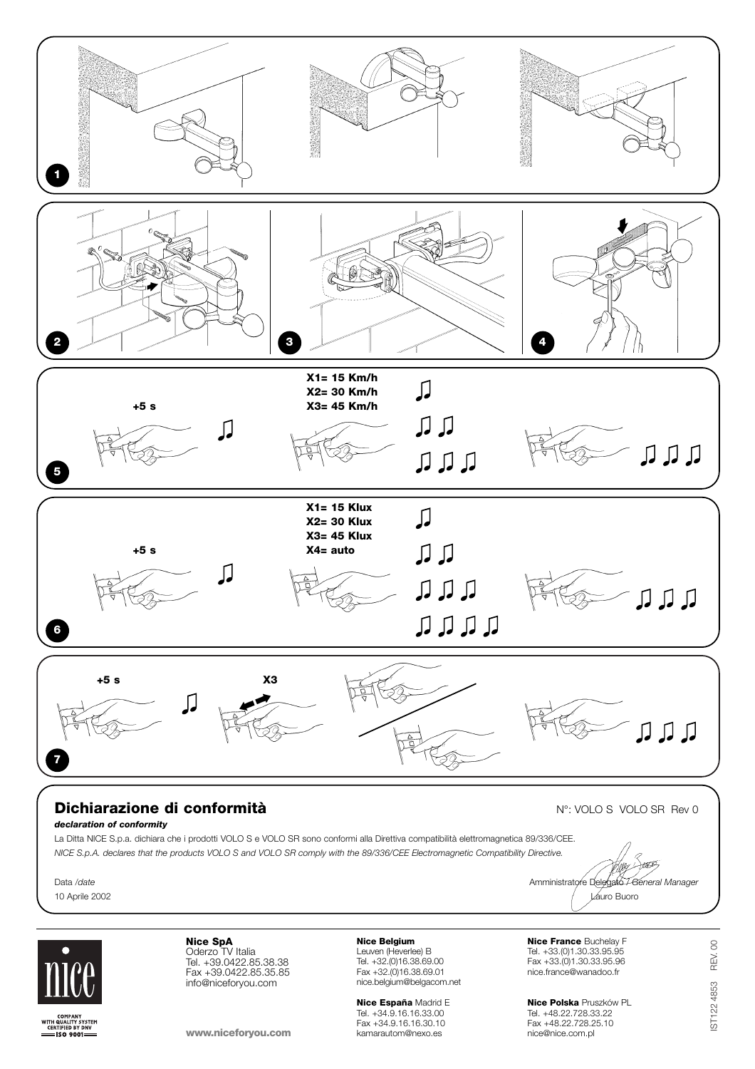1

2

3

4

X1= 15 Km/h
X2= 30 Km/h
X3= 45 Km/h

+5 s

5

X1= 15 Klux
X2= 30 Klux
X3= 45 Klux
X4= auto

+5 s

6

+5 s

X3

7

## Dichiarazione di conformità

N°: VOLO S VOLO SR Rev 0

***declaration of conformity***

La Ditta NICE S.p.a. dichiara che i prodotti VOLO S e VOLO SR sono conformi alla Direttiva compatibilità elettromagnetica 89/336/CEE.

*NICE S.p.A. declares that the products VOLO S and VOLO SR comply with the 89/336/CEE Electromagnetic Compatibility Directive.*

Data /*date*

10 Aprile 2002

Amministratore Delegato / *General Manager*

Lauro Buoro

COMPANY WITH QUALITY SYSTEM CERTIFIED BY DNV
ISO 9001

**Nice SpA**
Oderzo TV Italia
Tel. +39.0422.85.38.38
Fax +39.0422.85.35.85
info@niceforyou.com

**www.niceforyou.com**

**Nice Belgium**
Leuven (Heverlee) B
Tel. +32.(0)16.38.69.00
Fax +32.(0)16.38.69.01
nice.belgium@belgacom.net

**Nice España** Madrid E
Tel. +34.9.16.16.33.00
Fax +34.9.16.16.30.10
kamarautom@nexo.es

**Nice France** Buchelay F
Tel. +33.(0)1.30.33.95.95
Fax +33.(0)1.30.33.95.96
nice.france@wanadoo.fr

**Nice Polska** Pruszków PL
Tel. +48.22.728.33.22
Fax +48.22.728.25.10
nice@nice.com.pl

IST122 4853 REV. 00